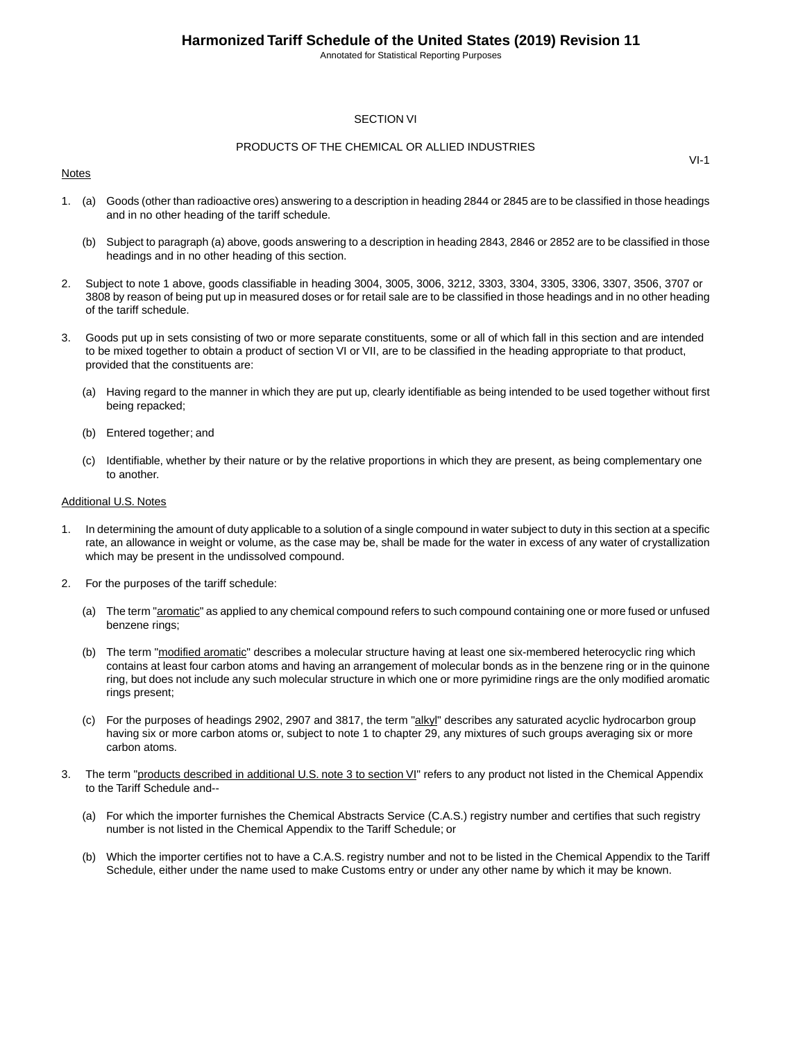# SECTION VI

## PRODUCTS OF THE CHEMICAL OR ALLIED INDUSTRIES

VI-1

Notes

1. (a) Goods (other than radioactive ores) answering to a description in heading 2844 or 2845 are to be classified in those headings and in no other heading of the tariff schedule.

   (b) Subject to paragraph (a) above, goods answering to a description in heading 2843, 2846 or 2852 are to be classified in those headings and in no other heading of this section.

2. Subject to note 1 above, goods classifiable in heading 3004, 3005, 3006, 3212, 3303, 3304, 3305, 3306, 3307, 3506, 3707 or 3808 by reason of being put up in measured doses or for retail sale are to be classified in those headings and in no other heading of the tariff schedule.

3. Goods put up in sets consisting of two or more separate constituents, some or all of which fall in this section and are intended to be mixed together to obtain a product of section VI or VII, are to be classified in the heading appropriate to that product, provided that the constituents are:

   (a) Having regard to the manner in which they are put up, clearly identifiable as being intended to be used together without first being repacked;

   (b) Entered together; and

   (c) Identifiable, whether by their nature or by the relative proportions in which they are present, as being complementary one to another.

Additional U.S. Notes

1. In determining the amount of duty applicable to a solution of a single compound in water subject to duty in this section at a specific rate, an allowance in weight or volume, as the case may be, shall be made for the water in excess of any water of crystallization which may be present in the undissolved compound.

2. For the purposes of the tariff schedule:

   (a) The term "aromatic" as applied to any chemical compound refers to such compound containing one or more fused or unfused benzene rings;

   (b) The term "modified aromatic" describes a molecular structure having at least one six-membered heterocyclic ring which contains at least four carbon atoms and having an arrangement of molecular bonds as in the benzene ring or in the quinone ring, but does not include any such molecular structure in which one or more pyrimidine rings are the only modified aromatic rings present;

   (c) For the purposes of headings 2902, 2907 and 3817, the term "alkyl" describes any saturated acyclic hydrocarbon group having six or more carbon atoms or, subject to note 1 to chapter 29, any mixtures of such groups averaging six or more carbon atoms.

3. The term "products described in additional U.S. note 3 to section VI" refers to any product not listed in the Chemical Appendix to the Tariff Schedule and--

   (a) For which the importer furnishes the Chemical Abstracts Service (C.A.S.) registry number and certifies that such registry number is not listed in the Chemical Appendix to the Tariff Schedule; or

   (b) Which the importer certifies not to have a C.A.S. registry number and not to be listed in the Chemical Appendix to the Tariff Schedule, either under the name used to make Customs entry or under any other name by which it may be known.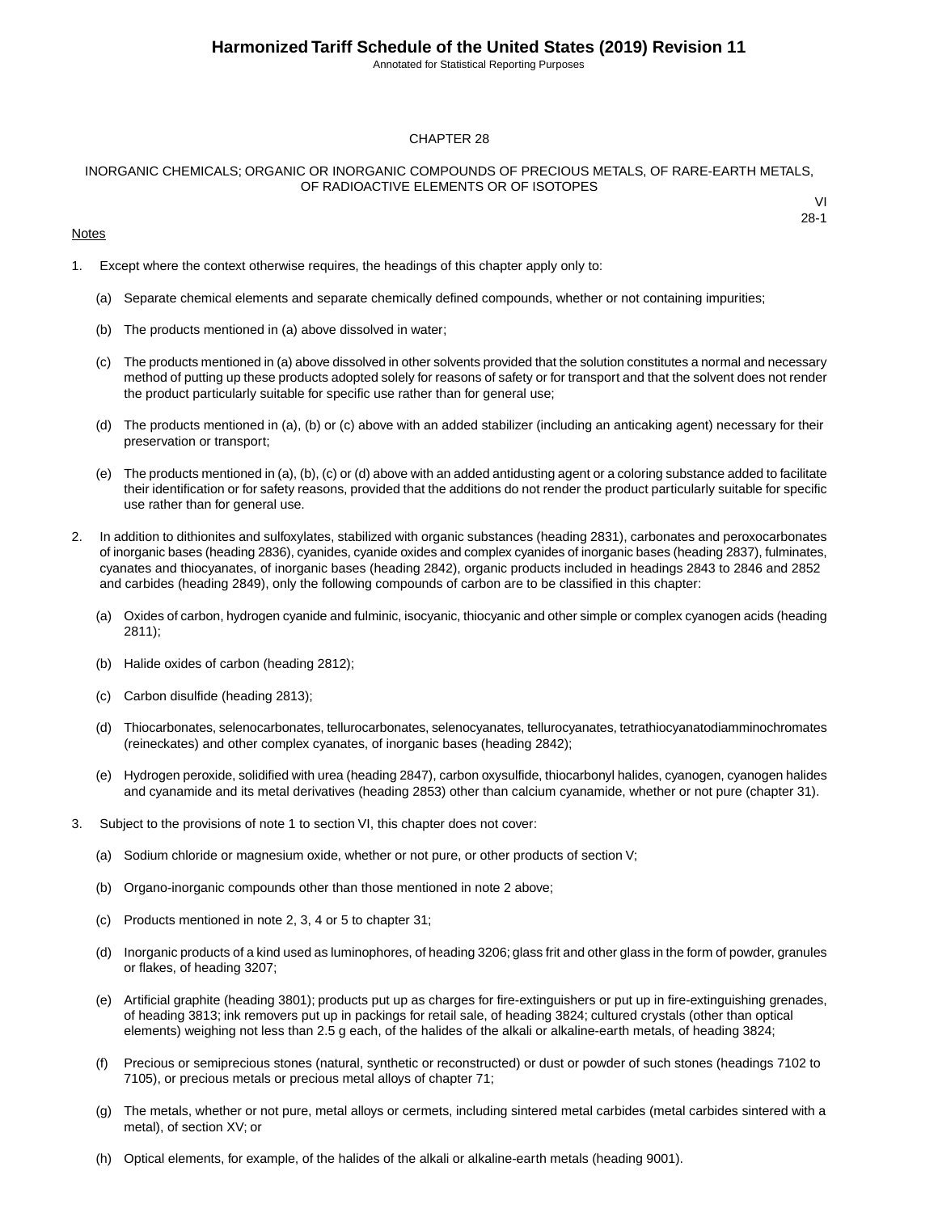# CHAPTER 28

## INORGANIC CHEMICALS; ORGANIC OR INORGANIC COMPOUNDS OF PRECIOUS METALS, OF RARE-EARTH METALS, OF RADIOACTIVE ELEMENTS OR OF ISOTOPES

VI
28-1

Notes

1. Except where the context otherwise requires, the headings of this chapter apply only to:

   (a) Separate chemical elements and separate chemically defined compounds, whether or not containing impurities;

   (b) The products mentioned in (a) above dissolved in water;

   (c) The products mentioned in (a) above dissolved in other solvents provided that the solution constitutes a normal and necessary method of putting up these products adopted solely for reasons of safety or for transport and that the solvent does not render the product particularly suitable for specific use rather than for general use;

   (d) The products mentioned in (a), (b) or (c) above with an added stabilizer (including an anticaking agent) necessary for their preservation or transport;

   (e) The products mentioned in (a), (b), (c) or (d) above with an added antidusting agent or a coloring substance added to facilitate their identification or for safety reasons, provided that the additions do not render the product particularly suitable for specific use rather than for general use.

2. In addition to dithionites and sulfoxylates, stabilized with organic substances (heading 2831), carbonates and peroxocarbonates of inorganic bases (heading 2836), cyanides, cyanide oxides and complex cyanides of inorganic bases (heading 2837), fulminates, cyanates and thiocyanates, of inorganic bases (heading 2842), organic products included in headings 2843 to 2846 and 2852 and carbides (heading 2849), only the following compounds of carbon are to be classified in this chapter:

   (a) Oxides of carbon, hydrogen cyanide and fulminic, isocyanic, thiocyanic and other simple or complex cyanogen acids (heading 2811);

   (b) Halide oxides of carbon (heading 2812);

   (c) Carbon disulfide (heading 2813);

   (d) Thiocarbonates, selenocarbonates, tellurocarbonates, selenocyanates, tellurocyanates, tetrathiocyanatodiamminochromates (reineckates) and other complex cyanates, of inorganic bases (heading 2842);

   (e) Hydrogen peroxide, solidified with urea (heading 2847), carbon oxysulfide, thiocarbonyl halides, cyanogen, cyanogen halides and cyanamide and its metal derivatives (heading 2853) other than calcium cyanamide, whether or not pure (chapter 31).

3. Subject to the provisions of note 1 to section VI, this chapter does not cover:

   (a) Sodium chloride or magnesium oxide, whether or not pure, or other products of section V;

   (b) Organo-inorganic compounds other than those mentioned in note 2 above;

   (c) Products mentioned in note 2, 3, 4 or 5 to chapter 31;

   (d) Inorganic products of a kind used as luminophores, of heading 3206; glass frit and other glass in the form of powder, granules or flakes, of heading 3207;

   (e) Artificial graphite (heading 3801); products put up as charges for fire-extinguishers or put up in fire-extinguishing grenades, of heading 3813; ink removers put up in packings for retail sale, of heading 3824; cultured crystals (other than optical elements) weighing not less than 2.5 g each, of the halides of the alkali or alkaline-earth metals, of heading 3824;

   (f) Precious or semiprecious stones (natural, synthetic or reconstructed) or dust or powder of such stones (headings 7102 to 7105), or precious metals or precious metal alloys of chapter 71;

   (g) The metals, whether or not pure, metal alloys or cermets, including sintered metal carbides (metal carbides sintered with a metal), of section XV; or

   (h) Optical elements, for example, of the halides of the alkali or alkaline-earth metals (heading 9001).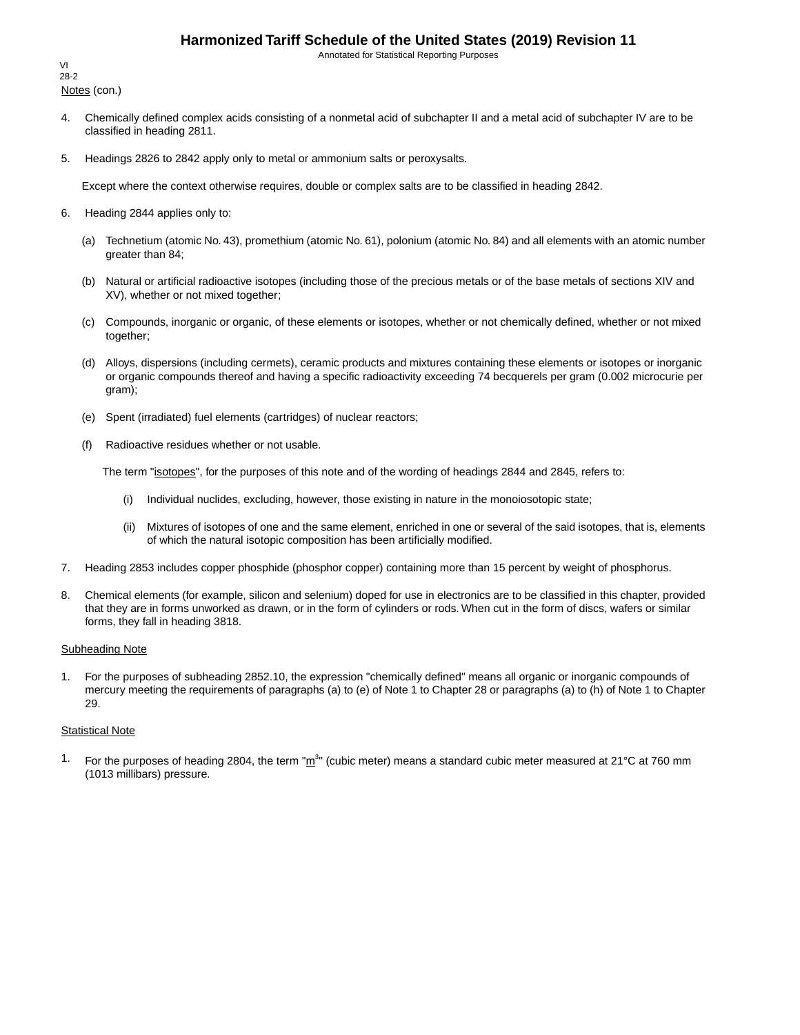Notes (con.)

4. Chemically defined complex acids consisting of a nonmetal acid of subchapter II and a metal acid of subchapter IV are to be classified in heading 2811.

5. Headings 2826 to 2842 apply only to metal or ammonium salts or peroxysalts.

   Except where the context otherwise requires, double or complex salts are to be classified in heading 2842.

6. Heading 2844 applies only to:

   (a) Technetium (atomic No. 43), promethium (atomic No. 61), polonium (atomic No. 84) and all elements with an atomic number greater than 84;

   (b) Natural or artificial radioactive isotopes (including those of the precious metals or of the base metals of sections XIV and XV), whether or not mixed together;

   (c) Compounds, inorganic or organic, of these elements or isotopes, whether or not chemically defined, whether or not mixed together;

   (d) Alloys, dispersions (including cermets), ceramic products and mixtures containing these elements or isotopes or inorganic or organic compounds thereof and having a specific radioactivity exceeding 74 becquerels per gram (0.002 microcurie per gram);

   (e) Spent (irradiated) fuel elements (cartridges) of nuclear reactors;

   (f) Radioactive residues whether or not usable.

   The term "isotopes", for the purposes of this note and of the wording of headings 2844 and 2845, refers to:

   (i) Individual nuclides, excluding, however, those existing in nature in the monoiosotopic state;

   (ii) Mixtures of isotopes of one and the same element, enriched in one or several of the said isotopes, that is, elements of which the natural isotopic composition has been artificially modified.

7. Heading 2853 includes copper phosphide (phosphor copper) containing more than 15 percent by weight of phosphorus.

8. Chemical elements (for example, silicon and selenium) doped for use in electronics are to be classified in this chapter, provided that they are in forms unworked as drawn, or in the form of cylinders or rods. When cut in the form of discs, wafers or similar forms, they fall in heading 3818.

Subheading Note

1. For the purposes of subheading 2852.10, the expression "chemically defined" means all organic or inorganic compounds of mercury meeting the requirements of paragraphs (a) to (e) of Note 1 to Chapter 28 or paragraphs (a) to (h) of Note 1 to Chapter 29.

Statistical Note

1. For the purposes of heading 2804, the term "$m^3$" (cubic meter) means a standard cubic meter measured at 21°C at 760 mm (1013 millibars) pressure.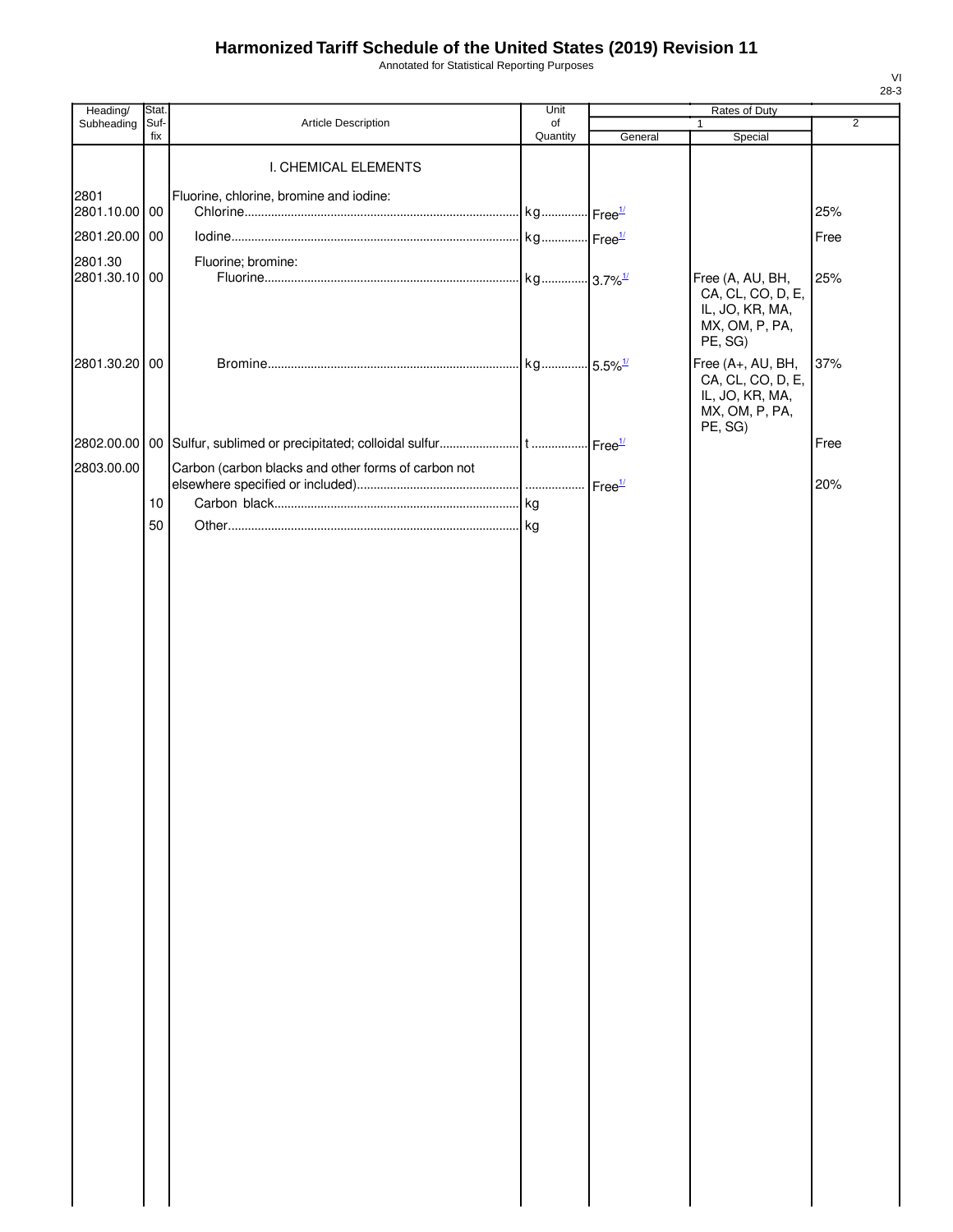# Harmonized Tariff Schedule of the United States (2019) Revision 11

Annotated for Statistical Reporting Purposes

VI
28-3

| Heading/ Subheading | Stat. Suf-fix | Article Description | Unit of Quantity | Rates of Duty 1 General | Rates of Duty 1 Special | Rates of Duty 2 |
|---|---|---|---|---|---|---|
| | | I. CHEMICAL ELEMENTS | | | | |
| 2801 | | Fluorine, chlorine, bromine and iodine: | | | | |
| 2801.10.00 | 00 | Chlorine | kg | Free[1/] | | 25% |
| 2801.20.00 | 00 | Iodine | kg | Free[1/] | | Free |
| 2801.30 | | Fluorine; bromine: | | | | |
| 2801.30.10 | 00 | Fluorine | kg | 3.7%[1/] | Free (A, AU, BH, CA, CL, CO, D, E, IL, JO, KR, MA, MX, OM, P, PA, PE, SG) | 25% |
| 2801.30.20 | 00 | Bromine | kg | 5.5%[1/] | Free (A+, AU, BH, CA, CL, CO, D, E, IL, JO, KR, MA, MX, OM, P, PA, PE, SG) | 37% |
| 2802.00.00 | 00 | Sulfur, sublimed or precipitated; colloidal sulfur | t | Free[1/] | | Free |
| 2803.00.00 | | Carbon (carbon blacks and other forms of carbon not elsewhere specified or included) | | Free[1/] | | 20% |
| | 10 | Carbon black | kg | | | |
| | 50 | Other | kg | | | |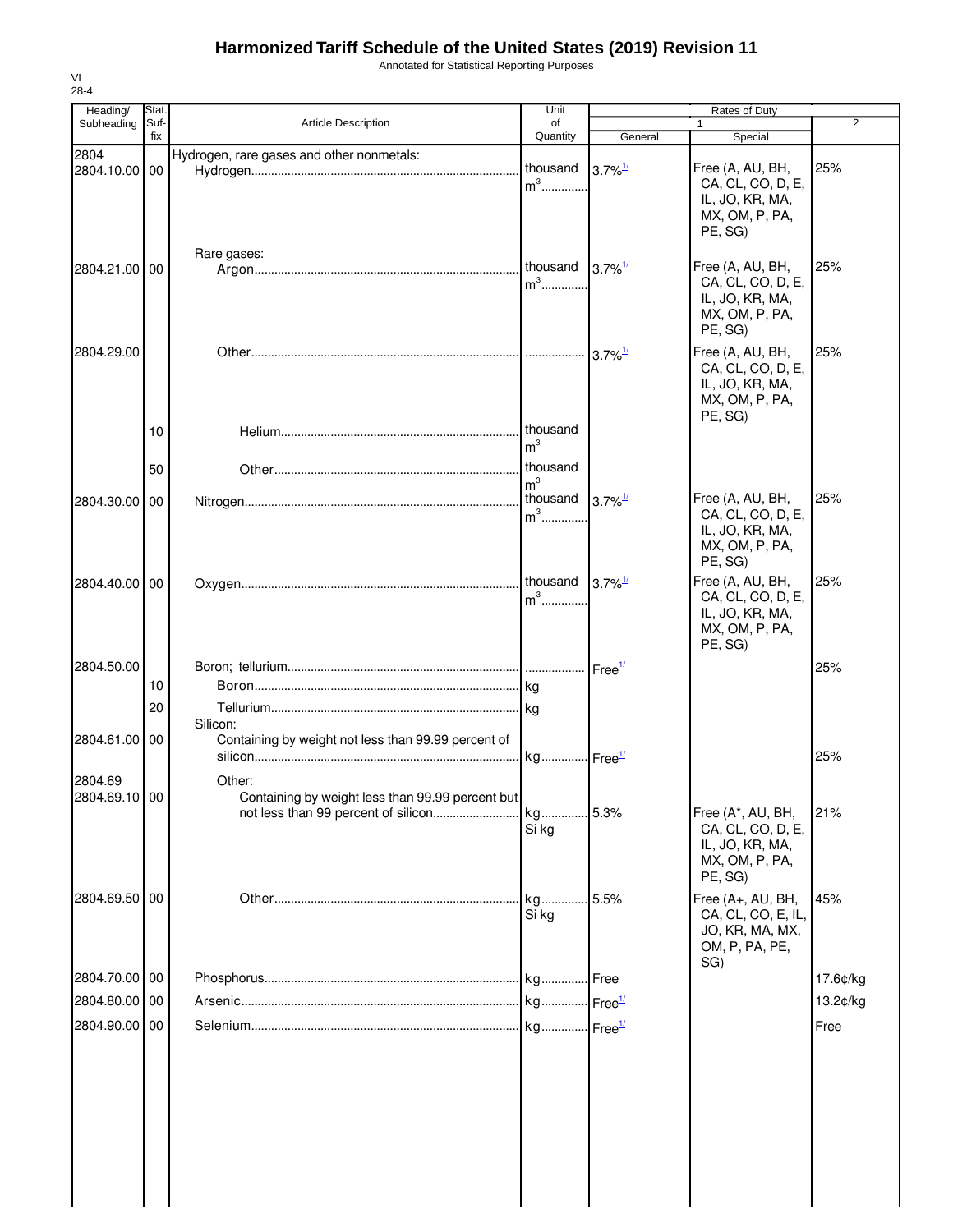# Harmonized Tariff Schedule of the United States (2019) Revision 11

Annotated for Statistical Reporting Purposes

VI
28-4

| Heading/ Subheading | Stat. Suf-fix | Article Description | Unit of Quantity | Rates of Duty 1 General | Rates of Duty 1 Special | Rates of Duty 2 |
|---|---|---|---|---|---|---|
| 2804 | | Hydrogen, rare gases and other nonmetals: | | | | |
| 2804.10.00 | 00 | Hydrogen | thousand $m^3$ | 3.7%[1/] | Free (A, AU, BH, CA, CL, CO, D, E, IL, JO, KR, MA, MX, OM, P, PA, PE, SG) | 25% |
| | | Rare gases: | | | | |
| 2804.21.00 | 00 | Argon | thousand $m^3$ | 3.7%[1/] | Free (A, AU, BH, CA, CL, CO, D, E, IL, JO, KR, MA, MX, OM, P, PA, PE, SG) | 25% |
| 2804.29.00 | | Other | | 3.7%[1/] | Free (A, AU, BH, CA, CL, CO, D, E, IL, JO, KR, MA, MX, OM, P, PA, PE, SG) | 25% |
| | 10 | Helium | thousand $m^3$ | | | |
| | 50 | Other | thousand $m^3$ | | | |
| 2804.30.00 | 00 | Nitrogen | thousand $m^3$ | 3.7%[1/] | Free (A, AU, BH, CA, CL, CO, D, E, IL, JO, KR, MA, MX, OM, P, PA, PE, SG) | 25% |
| 2804.40.00 | 00 | Oxygen | thousand $m^3$ | 3.7%[1/] | Free (A, AU, BH, CA, CL, CO, D, E, IL, JO, KR, MA, MX, OM, P, PA, PE, SG) | 25% |
| 2804.50.00 | | Boron; tellurium | | Free[1/] | | 25% |
| | 10 | Boron | kg | | | |
| | 20 | Tellurium | kg | | | |
| | | Silicon: | | | | |
| 2804.61.00 | 00 | Containing by weight not less than 99.99 percent of silicon | kg | Free[1/] | | 25% |
| 2804.69 | | Other: | | | | |
| 2804.69.10 | 00 | Containing by weight less than 99.99 percent but not less than 99 percent of silicon | kg Si kg | 5.3% | Free (A*, AU, BH, CA, CL, CO, D, E, IL, JO, KR, MA, MX, OM, P, PA, PE, SG) | 21% |
| 2804.69.50 | 00 | Other | kg Si kg | 5.5% | Free (A+, AU, BH, CA, CL, CO, E, IL, JO, KR, MA, MX, OM, P, PA, PE, SG) | 45% |
| 2804.70.00 | 00 | Phosphorus | kg | Free | | 17.6¢/kg |
| 2804.80.00 | 00 | Arsenic | kg | Free[1/] | | 13.2¢/kg |
| 2804.90.00 | 00 | Selenium | kg | Free[1/] | | Free |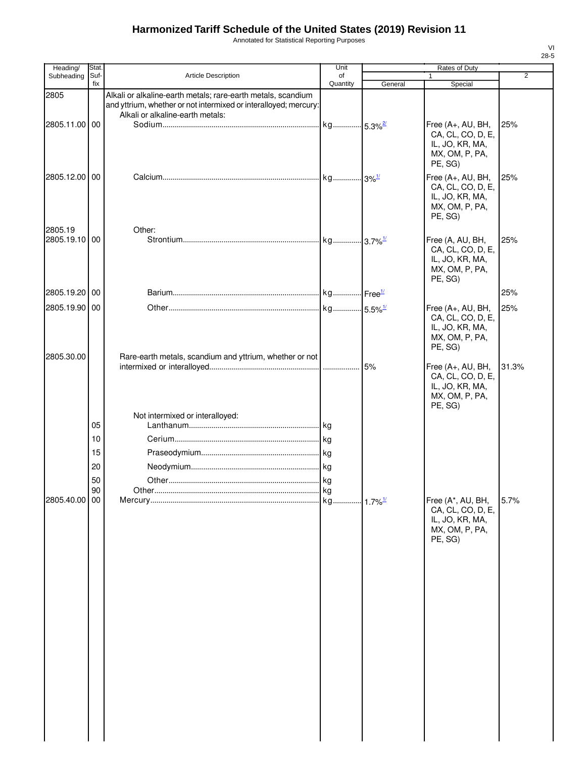# Harmonized Tariff Schedule of the United States (2019) Revision 11

Annotated for Statistical Reporting Purposes

VI
28-5

| Heading/ Subheading | Stat. Suf- fix | Article Description | Unit of Quantity | Rates of Duty 1 General | Rates of Duty 1 Special | Rates of Duty 2 |
|---|---|---|---|---|---|---|
| 2805 | | Alkali or alkaline-earth metals; rare-earth metals, scandium and yttrium, whether or not intermixed or interalloyed; mercury: | | | | |
| | | Alkali or alkaline-earth metals: | | | | |
| 2805.11.00 | 00 | Sodium | kg | 5.3%[2/] | Free (A+, AU, BH, CA, CL, CO, D, E, IL, JO, KR, MA, MX, OM, P, PA, PE, SG) | 25% |
| 2805.12.00 | 00 | Calcium | kg | 3%[1/] | Free (A+, AU, BH, CA, CL, CO, D, E, IL, JO, KR, MA, MX, OM, P, PA, PE, SG) | 25% |
| 2805.19 | | Other: | | | | |
| 2805.19.10 | 00 | Strontium | kg | 3.7%[1/] | Free (A, AU, BH, CA, CL, CO, D, E, IL, JO, KR, MA, MX, OM, P, PA, PE, SG) | 25% |
| 2805.19.20 | 00 | Barium | kg | Free[1/] | | 25% |
| 2805.19.90 | 00 | Other | kg | 5.5%[1/] | Free (A+, AU, BH, CA, CL, CO, D, E, IL, JO, KR, MA, MX, OM, P, PA, PE, SG) | 25% |
| 2805.30.00 | | Rare-earth metals, scandium and yttrium, whether or not intermixed or interalloyed | | 5% | Free (A+, AU, BH, CA, CL, CO, D, E, IL, JO, KR, MA, MX, OM, P, PA, PE, SG) | 31.3% |
| | | Not intermixed or interalloyed: | | | | |
| | 05 | Lanthanum | kg | | | |
| | 10 | Cerium | kg | | | |
| | 15 | Praseodymium | kg | | | |
| | 20 | Neodymium | kg | | | |
| | 50 | Other | kg | | | |
| | 90 | Other | kg | | | |
| 2805.40.00 | 00 | Mercury | kg | 1.7%[1/] | Free (A*, AU, BH, CA, CL, CO, D, E, IL, JO, KR, MA, MX, OM, P, PA, PE, SG) | 5.7% |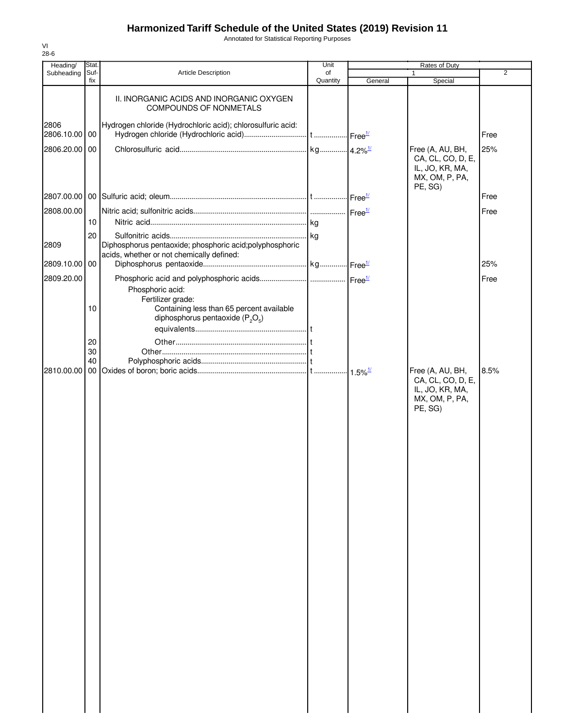# Harmonized Tariff Schedule of the United States (2019) Revision 11

Annotated for Statistical Reporting Purposes

VI
28-6

| Heading/ Subheading | Stat. Suf- fix | Article Description | Unit of Quantity | Rates of Duty 1 General | Special | 2 |
|---|---|---|---|---|---|---|
| | | II. INORGANIC ACIDS AND INORGANIC OXYGEN COMPOUNDS OF NONMETALS | | | | |
| 2806 | | Hydrogen chloride (Hydrochloric acid); chlorosulfuric acid: | | | | |
| 2806.10.00 | 00 | Hydrogen chloride (Hydrochloric acid) | t | Free[1/] | | Free |
| 2806.20.00 | 00 | Chlorosulfuric acid | kg | 4.2%[1/] | Free (A, AU, BH, CA, CL, CO, D, E, IL, JO, KR, MA, MX, OM, P, PA, PE, SG) | 25% |
| 2807.00.00 | 00 | Sulfuric acid; oleum | t | Free[1/] | | Free |
| 2808.00.00 | | Nitric acid; sulfonitric acids | | Free[1/] | | Free |
| | 10 | Nitric acid | kg | | | |
| | 20 | Sulfonitric acids | kg | | | |
| 2809 | | Diphosphorus pentaoxide; phosphoric acid;polyphosphoric acids, whether or not chemically defined: | | | | |
| 2809.10.00 | 00 | Diphosphorus pentaoxide | kg | Free[1/] | | 25% |
| 2809.20.00 | | Phosphoric acid and polyphosphoric acids | | Free[1/] | | Free |
| | | Phosphoric acid: | | | | |
| | | Fertilizer grade: | | | | |
| | 10 | Containing less than 65 percent available diphosphorus pentaoxide ($P_2O_5$) equivalents | t | | | |
| | 20 | Other | t | | | |
| | 30 | Other | t | | | |
| | 40 | Polyphosphoric acids | t | | | |
| 2810.00.00 | 00 | Oxides of boron; boric acids | t | 1.5%[1/] | Free (A, AU, BH, CA, CL, CO, D, E, IL, JO, KR, MA, MX, OM, P, PA, PE, SG) | 8.5% |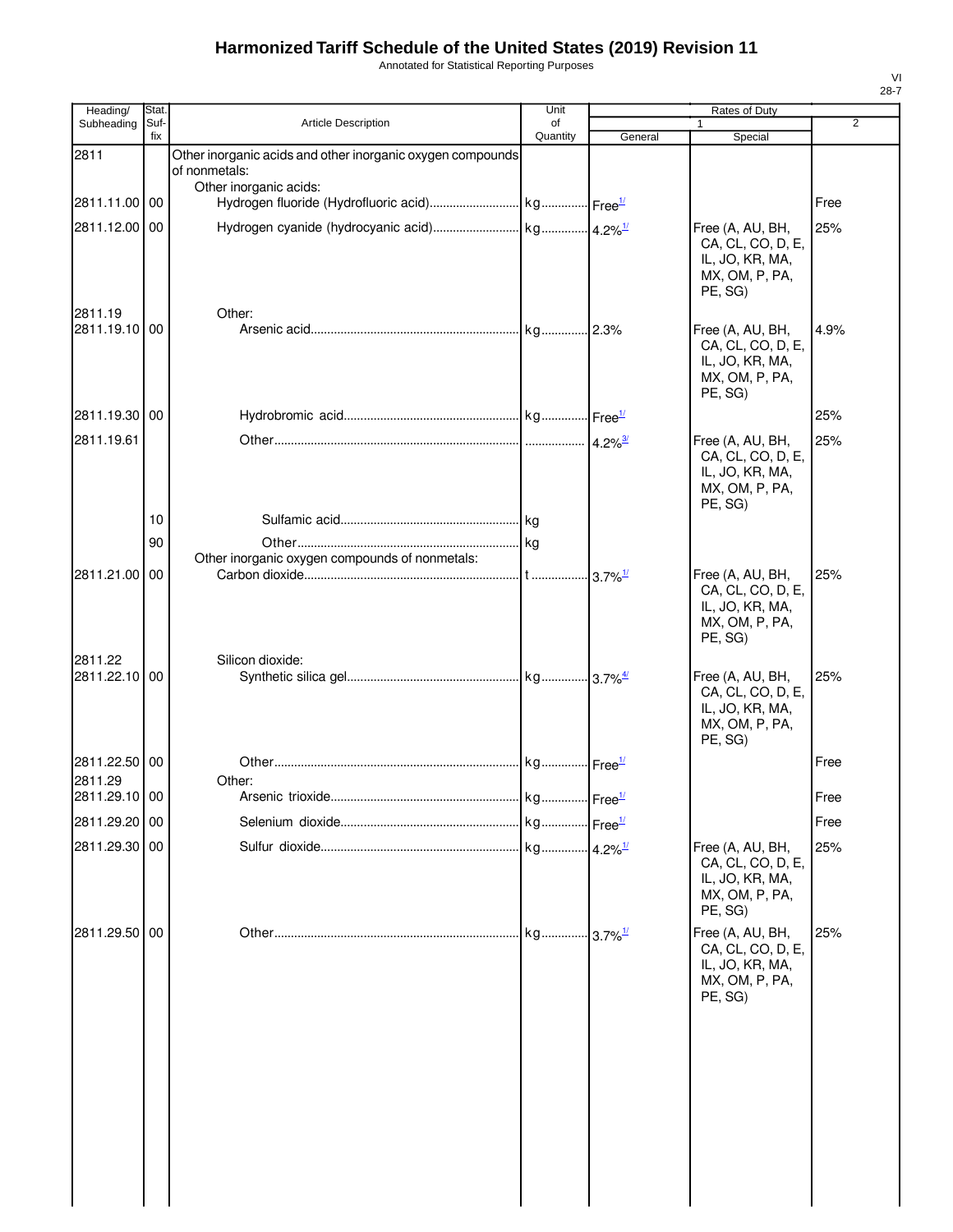# Harmonized Tariff Schedule of the United States (2019) Revision 11

Annotated for Statistical Reporting Purposes

VI
28-7

| Heading/ Subheading | Stat. Suf- fix | Article Description | Unit of Quantity | Rates of Duty 1 General | Rates of Duty 1 Special | Rates of Duty 2 |
|---|---|---|---|---|---|---|
| 2811 | | Other inorganic acids and other inorganic oxygen compounds of nonmetals: | | | | |
| | | Other inorganic acids: | | | | |
| 2811.11.00 | 00 | Hydrogen fluoride (Hydrofluoric acid) | kg | Free[1/] | | Free |
| 2811.12.00 | 00 | Hydrogen cyanide (hydrocyanic acid) | kg | 4.2%[1/] | Free (A, AU, BH, CA, CL, CO, D, E, IL, JO, KR, MA, MX, OM, P, PA, PE, SG) | 25% |
| 2811.19 | | Other: | | | | |
| 2811.19.10 | 00 | Arsenic acid | kg | 2.3% | Free (A, AU, BH, CA, CL, CO, D, E, IL, JO, KR, MA, MX, OM, P, PA, PE, SG) | 4.9% |
| 2811.19.30 | 00 | Hydrobromic acid | kg | Free[1/] | | 25% |
| 2811.19.61 | | Other | | 4.2%[3/] | Free (A, AU, BH, CA, CL, CO, D, E, IL, JO, KR, MA, MX, OM, P, PA, PE, SG) | 25% |
| | 10 | Sulfamic acid | kg | | | |
| | 90 | Other | kg | | | |
| | | Other inorganic oxygen compounds of nonmetals: | | | | |
| 2811.21.00 | 00 | Carbon dioxide | t | 3.7%[1/] | Free (A, AU, BH, CA, CL, CO, D, E, IL, JO, KR, MA, MX, OM, P, PA, PE, SG) | 25% |
| 2811.22 | | Silicon dioxide: | | | | |
| 2811.22.10 | 00 | Synthetic silica gel | kg | 3.7%[4/] | Free (A, AU, BH, CA, CL, CO, D, E, IL, JO, KR, MA, MX, OM, P, PA, PE, SG) | 25% |
| 2811.22.50 | 00 | Other | kg | Free[1/] | | Free |
| 2811.29 | | Other: | | | | |
| 2811.29.10 | 00 | Arsenic trioxide | kg | Free[1/] | | Free |
| 2811.29.20 | 00 | Selenium dioxide | kg | Free[1/] | | Free |
| 2811.29.30 | 00 | Sulfur dioxide | kg | 4.2%[1/] | Free (A, AU, BH, CA, CL, CO, D, E, IL, JO, KR, MA, MX, OM, P, PA, PE, SG) | 25% |
| 2811.29.50 | 00 | Other | kg | 3.7%[1/] | Free (A, AU, BH, CA, CL, CO, D, E, IL, JO, KR, MA, MX, OM, P, PA, PE, SG) | 25% |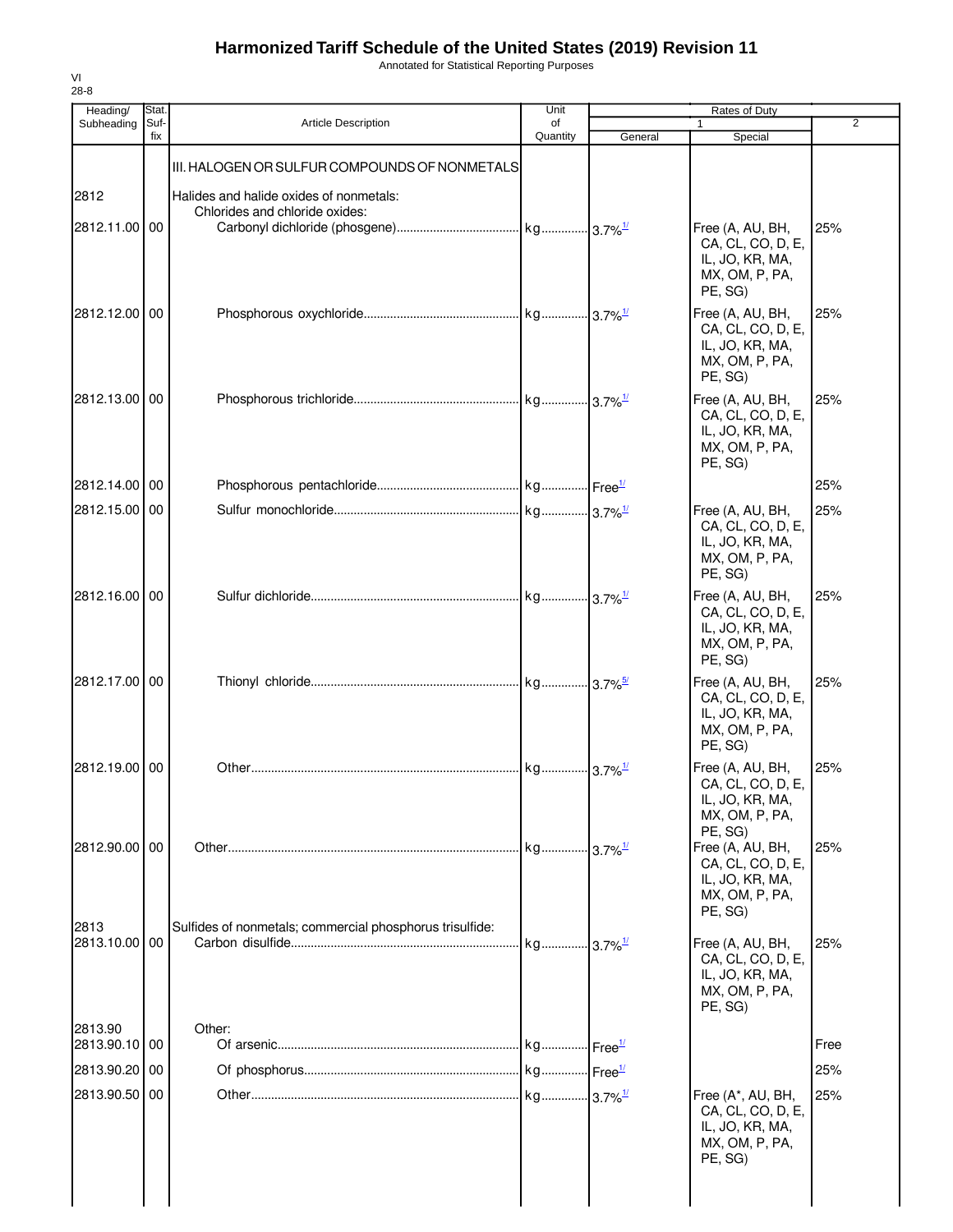# Harmonized Tariff Schedule of the United States (2019) Revision 11

Annotated for Statistical Reporting Purposes

VI
28-8

| Heading/ Subheading | Stat. Suf- fix | Article Description | Unit of Quantity | Rates of Duty 1 General | Special | 2 |
|---|---|---|---|---|---|---|
| | | III. HALOGEN OR SULFUR COMPOUNDS OF NONMETALS | | | | |
| 2812 | | Halides and halide oxides of nonmetals: | | | | |
| | | Chlorides and chloride oxides: | | | | |
| 2812.11.00 | 00 | Carbonyl dichloride (phosgene) | kg | 3.7% [1/] | Free (A, AU, BH, CA, CL, CO, D, E, IL, JO, KR, MA, MX, OM, P, PA, PE, SG) | 25% |
| 2812.12.00 | 00 | Phosphorous oxychloride | kg | 3.7% [1/] | Free (A, AU, BH, CA, CL, CO, D, E, IL, JO, KR, MA, MX, OM, P, PA, PE, SG) | 25% |
| 2812.13.00 | 00 | Phosphorous trichloride | kg | 3.7% [1/] | Free (A, AU, BH, CA, CL, CO, D, E, IL, JO, KR, MA, MX, OM, P, PA, PE, SG) | 25% |
| 2812.14.00 | 00 | Phosphorous pentachloride | kg | Free [1/] | | 25% |
| 2812.15.00 | 00 | Sulfur monochloride | kg | 3.7% [1/] | Free (A, AU, BH, CA, CL, CO, D, E, IL, JO, KR, MA, MX, OM, P, PA, PE, SG) | 25% |
| 2812.16.00 | 00 | Sulfur dichloride | kg | 3.7% [1/] | Free (A, AU, BH, CA, CL, CO, D, E, IL, JO, KR, MA, MX, OM, P, PA, PE, SG) | 25% |
| 2812.17.00 | 00 | Thionyl chloride | kg | 3.7% [5/] | Free (A, AU, BH, CA, CL, CO, D, E, IL, JO, KR, MA, MX, OM, P, PA, PE, SG) | 25% |
| 2812.19.00 | 00 | Other | kg | 3.7% [1/] | Free (A, AU, BH, CA, CL, CO, D, E, IL, JO, KR, MA, MX, OM, P, PA, PE, SG) | 25% |
| 2812.90.00 | 00 | Other | kg | 3.7% [1/] | Free (A, AU, BH, CA, CL, CO, D, E, IL, JO, KR, MA, MX, OM, P, PA, PE, SG) | 25% |
| 2813 | | Sulfides of nonmetals; commercial phosphorus trisulfide: | | | | |
| 2813.10.00 | 00 | Carbon disulfide | kg | 3.7% [1/] | Free (A, AU, BH, CA, CL, CO, D, E, IL, JO, KR, MA, MX, OM, P, PA, PE, SG) | 25% |
| 2813.90 | | Other: | | | | |
| 2813.90.10 | 00 | Of arsenic | kg | Free [1/] | | Free |
| 2813.90.20 | 00 | Of phosphorus | kg | Free [1/] | | 25% |
| 2813.90.50 | 00 | Other | kg | 3.7% [1/] | Free (A*, AU, BH, CA, CL, CO, D, E, IL, JO, KR, MA, MX, OM, P, PA, PE, SG) | 25% |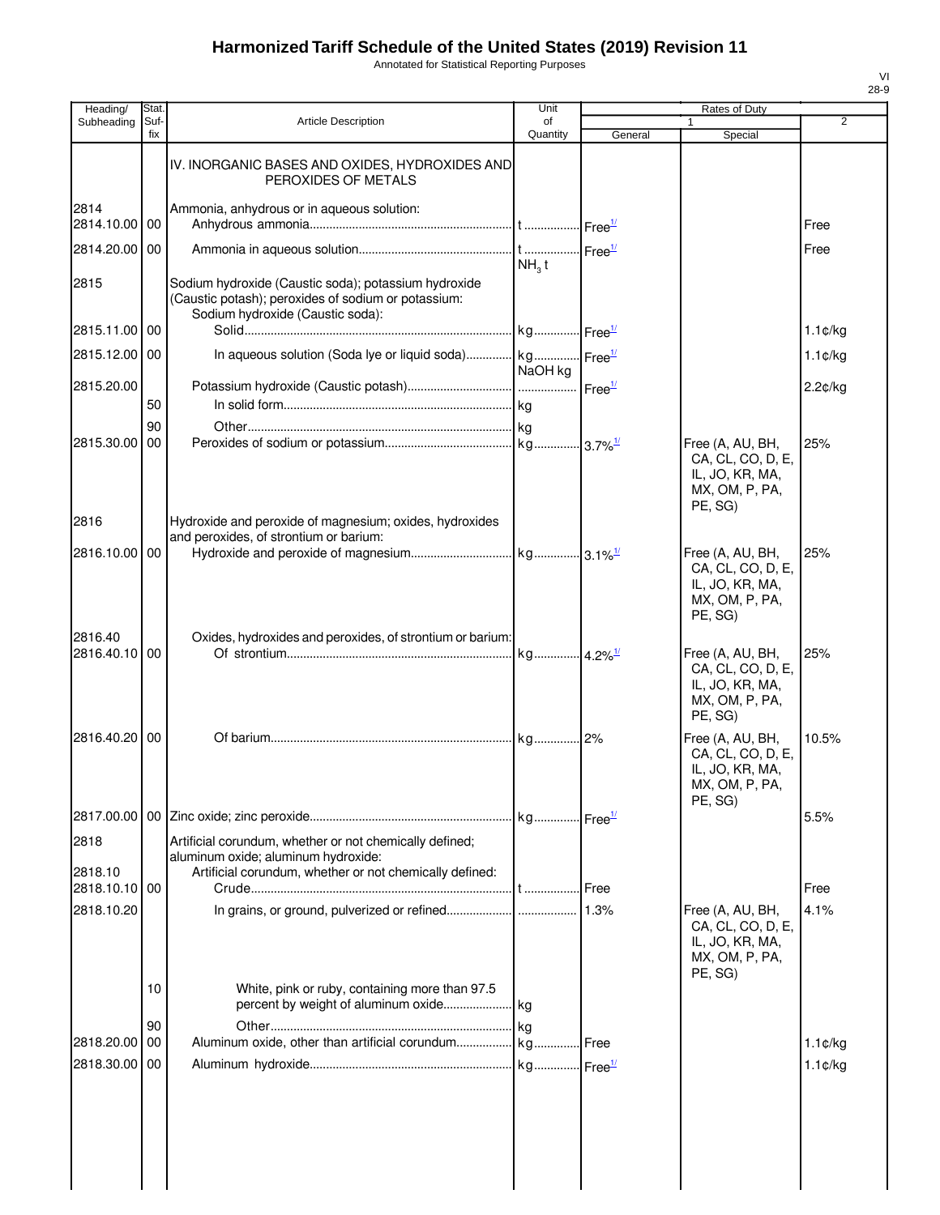# Harmonized Tariff Schedule of the United States (2019) Revision 11

Annotated for Statistical Reporting Purposes

VI
28-9

| Heading/ Subheading | Stat. Suf- fix | Article Description | Unit of Quantity | Rates of Duty 1 General | Special | 2 |
|---|---|---|---|---|---|---|
| | | IV. INORGANIC BASES AND OXIDES, HYDROXIDES AND PEROXIDES OF METALS | | | | |
| 2814 | | Ammonia, anhydrous or in aqueous solution: | | | | |
| 2814.10.00 | 00 | Anhydrous ammonia | t | Free[1/] | | Free |
| 2814.20.00 | 00 | Ammonia in aqueous solution | t $NH_3$ t | Free[1/] | | Free |
| 2815 | | Sodium hydroxide (Caustic soda); potassium hydroxide (Caustic potash); peroxides of sodium or potassium: | | | | |
| | | Sodium hydroxide (Caustic soda): | | | | |
| 2815.11.00 | 00 | Solid | kg | Free[1/] | | 1.1¢/kg |
| 2815.12.00 | 00 | In aqueous solution (Soda lye or liquid soda) | kg NaOH kg | Free[1/] | | 1.1¢/kg |
| 2815.20.00 | | Potassium hydroxide (Caustic potash) | | Free[1/] | | 2.2¢/kg |
| | 50 | In solid form | kg | | | |
| | 90 | Other | kg | | | |
| 2815.30.00 | 00 | Peroxides of sodium or potassium | kg | 3.7%[1/] | Free (A, AU, BH, CA, CL, CO, D, E, IL, JO, KR, MA, MX, OM, P, PA, PE, SG) | 25% |
| 2816 | | Hydroxide and peroxide of magnesium; oxides, hydroxides and peroxides, of strontium or barium: | | | | |
| 2816.10.00 | 00 | Hydroxide and peroxide of magnesium | kg | 3.1%[1/] | Free (A, AU, BH, CA, CL, CO, D, E, IL, JO, KR, MA, MX, OM, P, PA, PE, SG) | 25% |
| 2816.40 | | Oxides, hydroxides and peroxides, of strontium or barium: | | | | |
| 2816.40.10 | 00 | Of strontium | kg | 4.2%[1/] | Free (A, AU, BH, CA, CL, CO, D, E, IL, JO, KR, MA, MX, OM, P, PA, PE, SG) | 25% |
| 2816.40.20 | 00 | Of barium | kg | 2% | Free (A, AU, BH, CA, CL, CO, D, E, IL, JO, KR, MA, MX, OM, P, PA, PE, SG) | 10.5% |
| 2817.00.00 | 00 | Zinc oxide; zinc peroxide | kg | Free[1/] | | 5.5% |
| 2818 | | Artificial corundum, whether or not chemically defined; aluminum oxide; aluminum hydroxide: | | | | |
| 2818.10 | | Artificial corundum, whether or not chemically defined: | | | | |
| 2818.10.10 | 00 | Crude | t | Free | | Free |
| 2818.10.20 | | In grains, or ground, pulverized or refined | | 1.3% | Free (A, AU, BH, CA, CL, CO, D, E, IL, JO, KR, MA, MX, OM, P, PA, PE, SG) | 4.1% |
| | 10 | White, pink or ruby, containing more than 97.5 percent by weight of aluminum oxide | kg | | | |
| | 90 | Other | kg | | | |
| 2818.20.00 | 00 | Aluminum oxide, other than artificial corundum | kg | Free | | 1.1¢/kg |
| 2818.30.00 | 00 | Aluminum hydroxide | kg | Free[1/] | | 1.1¢/kg |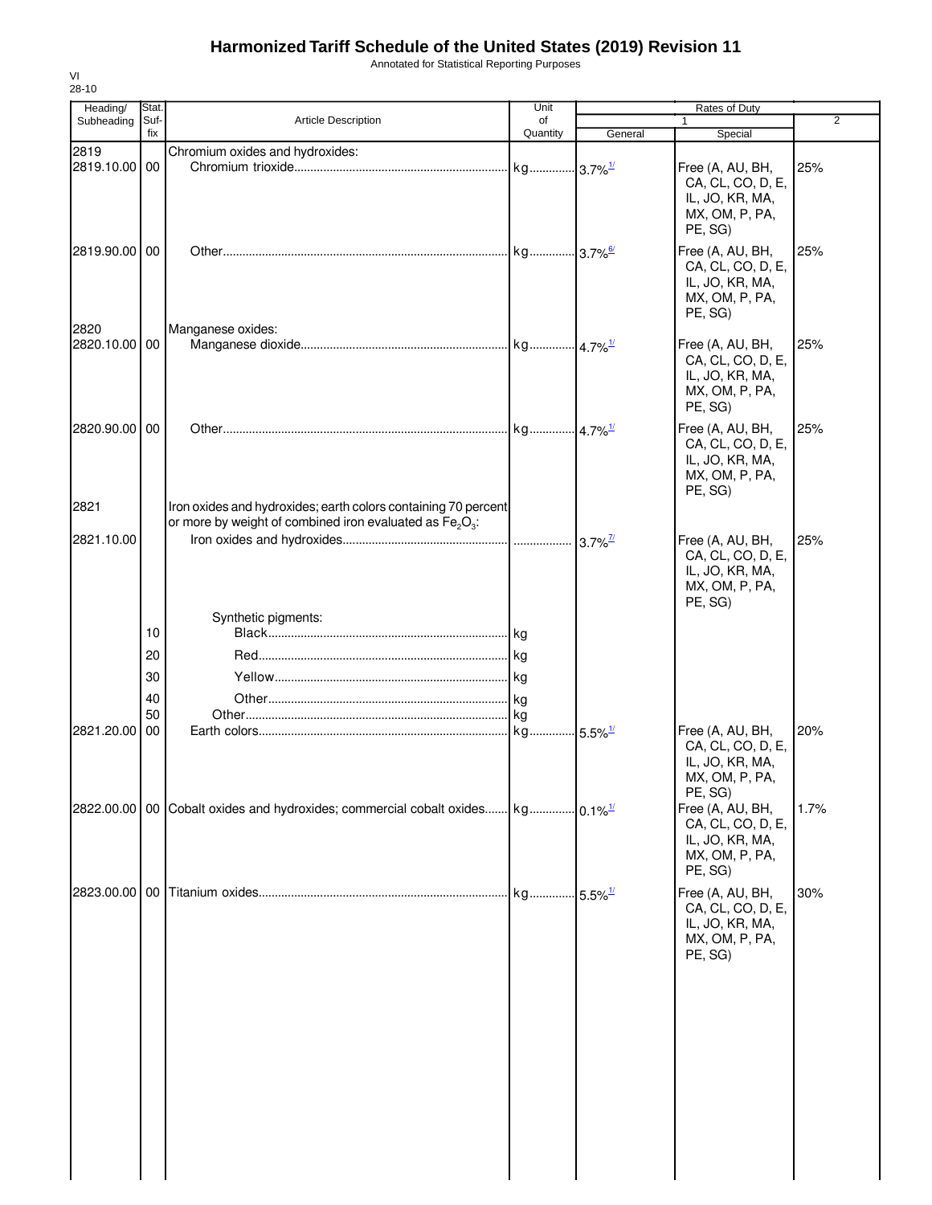# Harmonized Tariff Schedule of the United States (2019) Revision 11

Annotated for Statistical Reporting Purposes

| Heading/ Subheading | Stat. Suffix | Article Description | Unit of Quantity | Rates of Duty 1 General | Rates of Duty 1 Special | Rates of Duty 2 |
|---|---|---|---|---|---|---|
| 2819 | | Chromium oxides and hydroxides: | | | | |
| 2819.10.00 | 00 | Chromium trioxide | kg | 3.7%[1/] | Free (A, AU, BH, CA, CL, CO, D, E, IL, JO, KR, MA, MX, OM, P, PA, PE, SG) | 25% |
| 2819.90.00 | 00 | Other | kg | 3.7%[6/] | Free (A, AU, BH, CA, CL, CO, D, E, IL, JO, KR, MA, MX, OM, P, PA, PE, SG) | 25% |
| 2820 | | Manganese oxides: | | | | |
| 2820.10.00 | 00 | Manganese dioxide | kg | 4.7%[1/] | Free (A, AU, BH, CA, CL, CO, D, E, IL, JO, KR, MA, MX, OM, P, PA, PE, SG) | 25% |
| 2820.90.00 | 00 | Other | kg | 4.7%[1/] | Free (A, AU, BH, CA, CL, CO, D, E, IL, JO, KR, MA, MX, OM, P, PA, PE, SG) | 25% |
| 2821 | | Iron oxides and hydroxides; earth colors containing 70 percent or more by weight of combined iron evaluated as $Fe_2O_3$: | | | | |
| 2821.10.00 | | Iron oxides and hydroxides | | 3.7%[7/] | Free (A, AU, BH, CA, CL, CO, D, E, IL, JO, KR, MA, MX, OM, P, PA, PE, SG) | 25% |
| | | Synthetic pigments: | | | | |
| | 10 | Black | kg | | | |
| | 20 | Red | kg | | | |
| | 30 | Yellow | kg | | | |
| | 40 | Other | kg | | | |
| | 50 | Other | kg | | | |
| 2821.20.00 | 00 | Earth colors | kg | 5.5%[1/] | Free (A, AU, BH, CA, CL, CO, D, E, IL, JO, KR, MA, MX, OM, P, PA, PE, SG) | 20% |
| 2822.00.00 | 00 | Cobalt oxides and hydroxides; commercial cobalt oxides | kg | 0.1%[1/] | Free (A, AU, BH, CA, CL, CO, D, E, IL, JO, KR, MA, MX, OM, P, PA, PE, SG) | 1.7% |
| 2823.00.00 | 00 | Titanium oxides | kg | 5.5%[1/] | Free (A, AU, BH, CA, CL, CO, D, E, IL, JO, KR, MA, MX, OM, P, PA, PE, SG) | 30% |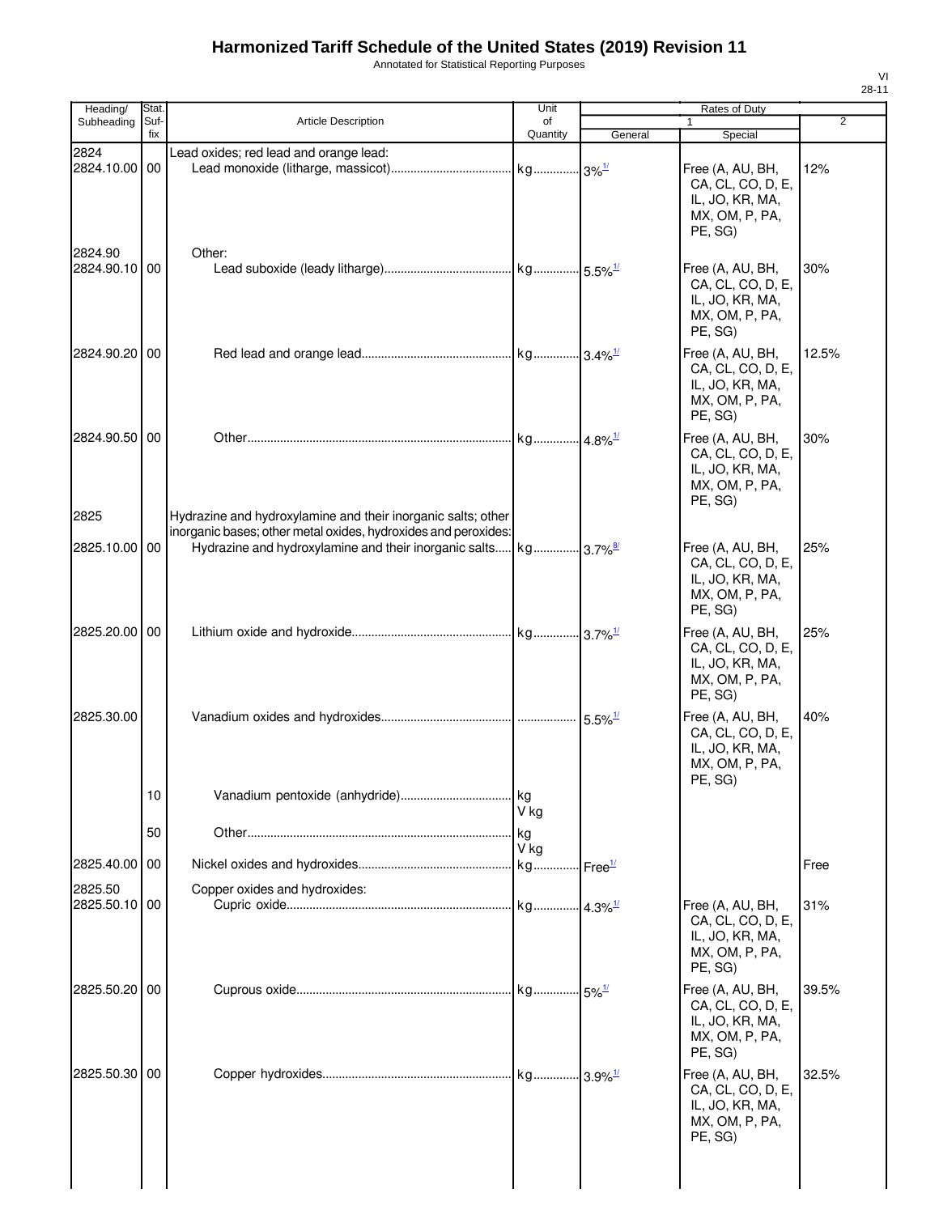# Harmonized Tariff Schedule of the United States (2019) Revision 11

Annotated for Statistical Reporting Purposes

| Heading/ Subheading | Stat. Suf- fix | Article Description | Unit of Quantity | Rates of Duty 1 General | Rates of Duty 1 Special | Rates of Duty 2 |
|---|---|---|---|---|---|---|
| 2824 | | Lead oxides; red lead and orange lead: | | | | |
| 2824.10.00 | 00 | Lead monoxide (litharge, massicot) | kg | 3%[1/] | Free (A, AU, BH, CA, CL, CO, D, E, IL, JO, KR, MA, MX, OM, P, PA, PE, SG) | 12% |
| 2824.90 | | Other: | | | | |
| 2824.90.10 | 00 | Lead suboxide (leady litharge) | kg | 5.5%[1/] | Free (A, AU, BH, CA, CL, CO, D, E, IL, JO, KR, MA, MX, OM, P, PA, PE, SG) | 30% |
| 2824.90.20 | 00 | Red lead and orange lead | kg | 3.4%[1/] | Free (A, AU, BH, CA, CL, CO, D, E, IL, JO, KR, MA, MX, OM, P, PA, PE, SG) | 12.5% |
| 2824.90.50 | 00 | Other | kg | 4.8%[1/] | Free (A, AU, BH, CA, CL, CO, D, E, IL, JO, KR, MA, MX, OM, P, PA, PE, SG) | 30% |
| 2825 | | Hydrazine and hydroxylamine and their inorganic salts; other inorganic bases; other metal oxides, hydroxides and peroxides: | | | | |
| 2825.10.00 | 00 | Hydrazine and hydroxylamine and their inorganic salts | kg | 3.7%[8/] | Free (A, AU, BH, CA, CL, CO, D, E, IL, JO, KR, MA, MX, OM, P, PA, PE, SG) | 25% |
| 2825.20.00 | 00 | Lithium oxide and hydroxide | kg | 3.7%[1/] | Free (A, AU, BH, CA, CL, CO, D, E, IL, JO, KR, MA, MX, OM, P, PA, PE, SG) | 25% |
| 2825.30.00 | | Vanadium oxides and hydroxides | | 5.5%[1/] | Free (A, AU, BH, CA, CL, CO, D, E, IL, JO, KR, MA, MX, OM, P, PA, PE, SG) | 40% |
| | 10 | Vanadium pentoxide (anhydride) | kg V kg | | | |
| | 50 | Other | kg V kg | | | |
| 2825.40.00 | 00 | Nickel oxides and hydroxides | kg | Free[1/] | | Free |
| 2825.50 | | Copper oxides and hydroxides: | | | | |
| 2825.50.10 | 00 | Cupric oxide | kg | 4.3%[1/] | Free (A, AU, BH, CA, CL, CO, D, E, IL, JO, KR, MA, MX, OM, P, PA, PE, SG) | 31% |
| 2825.50.20 | 00 | Cuprous oxide | kg | 5%[1/] | Free (A, AU, BH, CA, CL, CO, D, E, IL, JO, KR, MA, MX, OM, P, PA, PE, SG) | 39.5% |
| 2825.50.30 | 00 | Copper hydroxides | kg | 3.9%[1/] | Free (A, AU, BH, CA, CL, CO, D, E, IL, JO, KR, MA, MX, OM, P, PA, PE, SG) | 32.5% |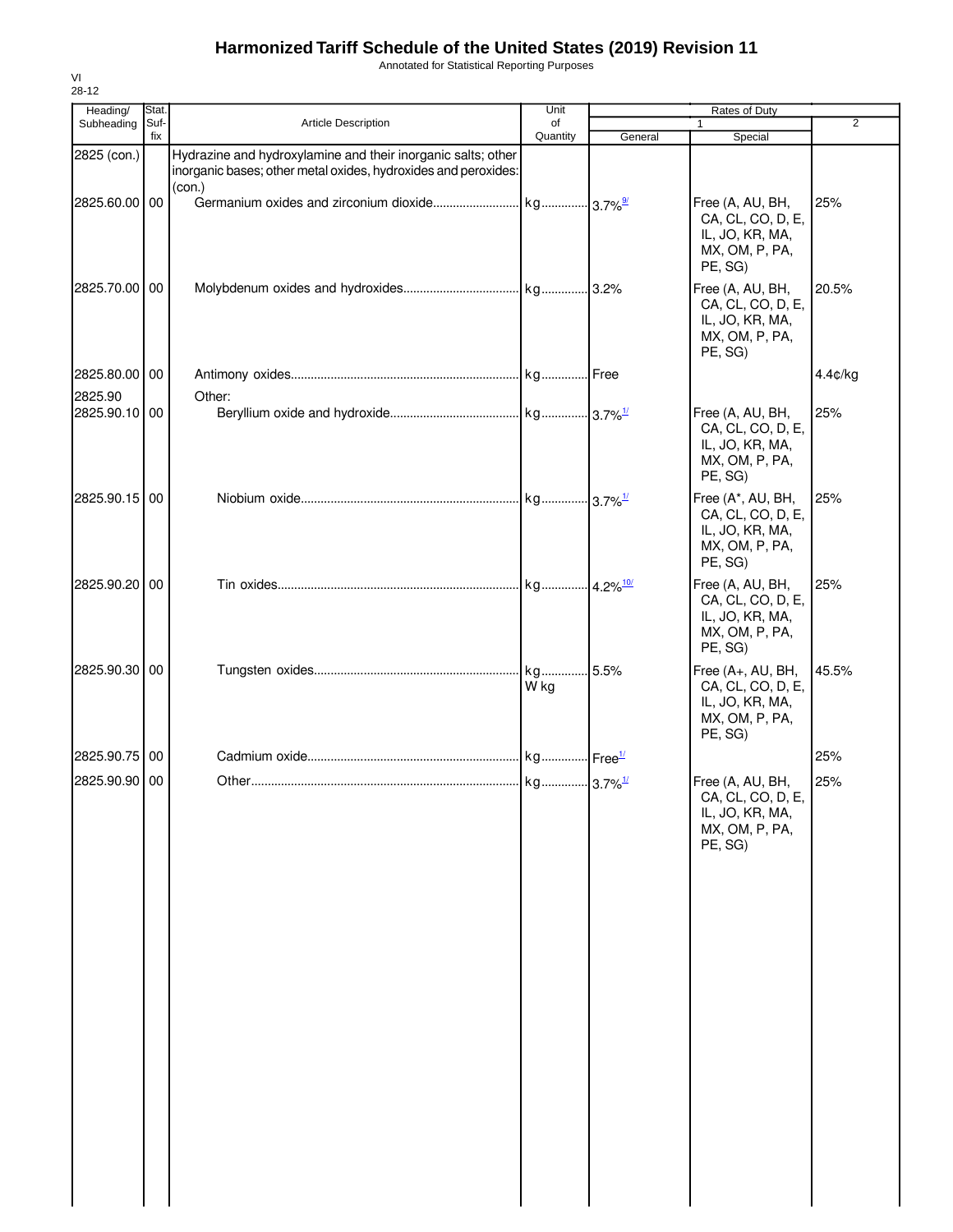# Harmonized Tariff Schedule of the United States (2019) Revision 11

Annotated for Statistical Reporting Purposes

VI
28-12

| Heading/ Subheading | Stat. Suf- fix | Article Description | Unit of Quantity | Rates of Duty 1 General | Special | 2 |
|---|---|---|---|---|---|---|
| 2825 (con.) | | Hydrazine and hydroxylamine and their inorganic salts; other inorganic bases; other metal oxides, hydroxides and peroxides: (con.) | | | | |
| 2825.60.00 | 00 | Germanium oxides and zirconium dioxide | kg | 3.7%[9/] | Free (A, AU, BH, CA, CL, CO, D, E, IL, JO, KR, MA, MX, OM, P, PA, PE, SG) | 25% |
| 2825.70.00 | 00 | Molybdenum oxides and hydroxides | kg | 3.2% | Free (A, AU, BH, CA, CL, CO, D, E, IL, JO, KR, MA, MX, OM, P, PA, PE, SG) | 20.5% |
| 2825.80.00 | 00 | Antimony oxides | kg | Free | | 4.4¢/kg |
| 2825.90 | | Other: | | | | |
| 2825.90.10 | 00 | Beryllium oxide and hydroxide | kg | 3.7%[1/] | Free (A, AU, BH, CA, CL, CO, D, E, IL, JO, KR, MA, MX, OM, P, PA, PE, SG) | 25% |
| 2825.90.15 | 00 | Niobium oxide | kg | 3.7%[1/] | Free (A*, AU, BH, CA, CL, CO, D, E, IL, JO, KR, MA, MX, OM, P, PA, PE, SG) | 25% |
| 2825.90.20 | 00 | Tin oxides | kg | 4.2%[10/] | Free (A, AU, BH, CA, CL, CO, D, E, IL, JO, KR, MA, MX, OM, P, PA, PE, SG) | 25% |
| 2825.90.30 | 00 | Tungsten oxides | kg<br>W kg | 5.5% | Free (A+, AU, BH, CA, CL, CO, D, E, IL, JO, KR, MA, MX, OM, P, PA, PE, SG) | 45.5% |
| 2825.90.75 | 00 | Cadmium oxide | kg | Free[1/] | | 25% |
| 2825.90.90 | 00 | Other | kg | 3.7%[1/] | Free (A, AU, BH, CA, CL, CO, D, E, IL, JO, KR, MA, MX, OM, P, PA, PE, SG) | 25% |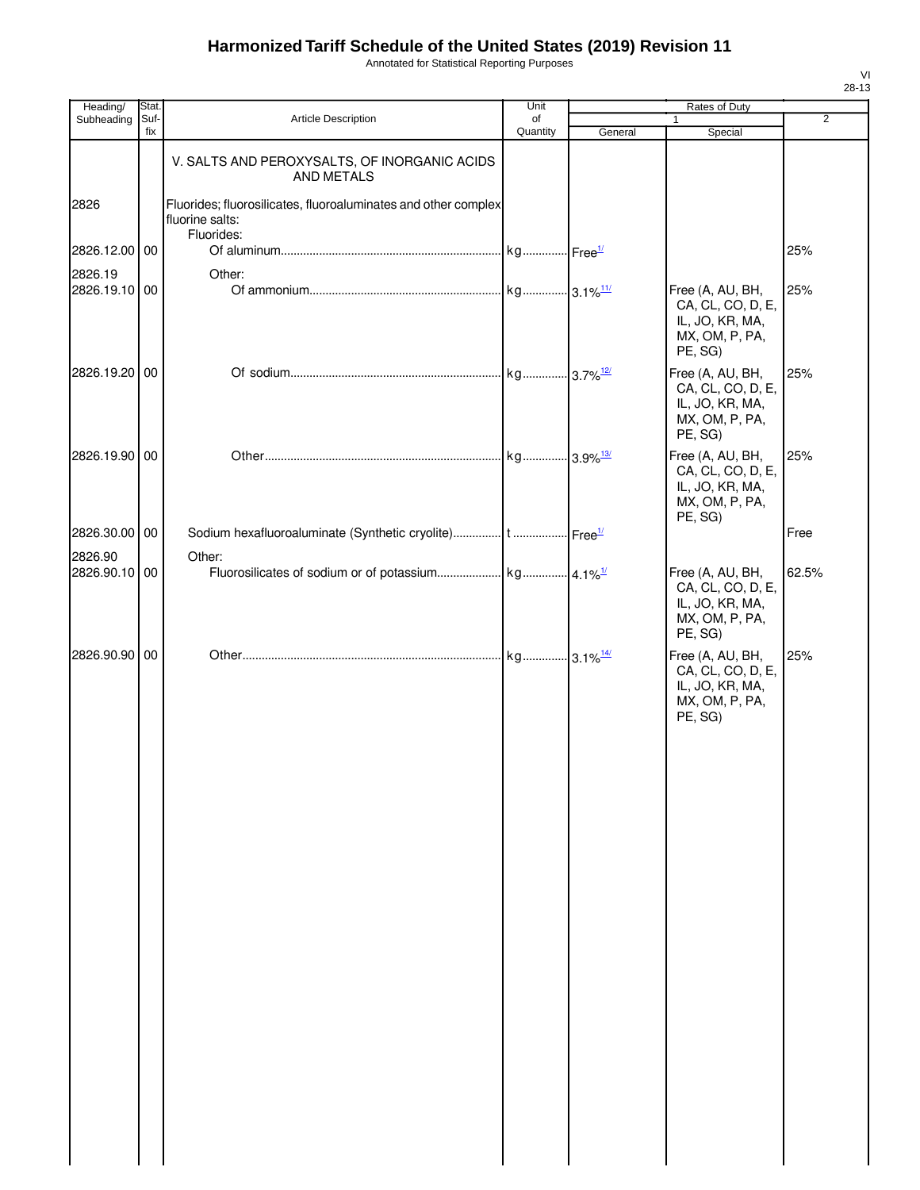# Harmonized Tariff Schedule of the United States (2019) Revision 11

Annotated for Statistical Reporting Purposes

VI
28-13

| Heading/ Subheading | Stat. Suf-fix | Article Description | Unit of Quantity | Rates of Duty 1 General | Special | 2 |
|---|---|---|---|---|---|---|
| | | V. SALTS AND PEROXYSALTS, OF INORGANIC ACIDS AND METALS | | | | |
| 2826 | | Fluorides; fluorosilicates, fluoroaluminates and other complex fluorine salts: | | | | |
| | | Fluorides: | | | | |
| 2826.12.00 | 00 | Of aluminum | kg | Free[1/] | | 25% |
| 2826.19 | | Other: | | | | |
| 2826.19.10 | 00 | Of ammonium | kg | 3.1%[11/] | Free (A, AU, BH, CA, CL, CO, D, E, IL, JO, KR, MA, MX, OM, P, PA, PE, SG) | 25% |
| 2826.19.20 | 00 | Of sodium | kg | 3.7%[12/] | Free (A, AU, BH, CA, CL, CO, D, E, IL, JO, KR, MA, MX, OM, P, PA, PE, SG) | 25% |
| 2826.19.90 | 00 | Other | kg | 3.9%[13/] | Free (A, AU, BH, CA, CL, CO, D, E, IL, JO, KR, MA, MX, OM, P, PA, PE, SG) | 25% |
| 2826.30.00 | 00 | Sodium hexafluoroaluminate (Synthetic cryolite) | t | Free[1/] | | Free |
| 2826.90 | | Other: | | | | |
| 2826.90.10 | 00 | Fluorosilicates of sodium or of potassium | kg | 4.1%[1/] | Free (A, AU, BH, CA, CL, CO, D, E, IL, JO, KR, MA, MX, OM, P, PA, PE, SG) | 62.5% |
| 2826.90.90 | 00 | Other | kg | 3.1%[14/] | Free (A, AU, BH, CA, CL, CO, D, E, IL, JO, KR, MA, MX, OM, P, PA, PE, SG) | 25% |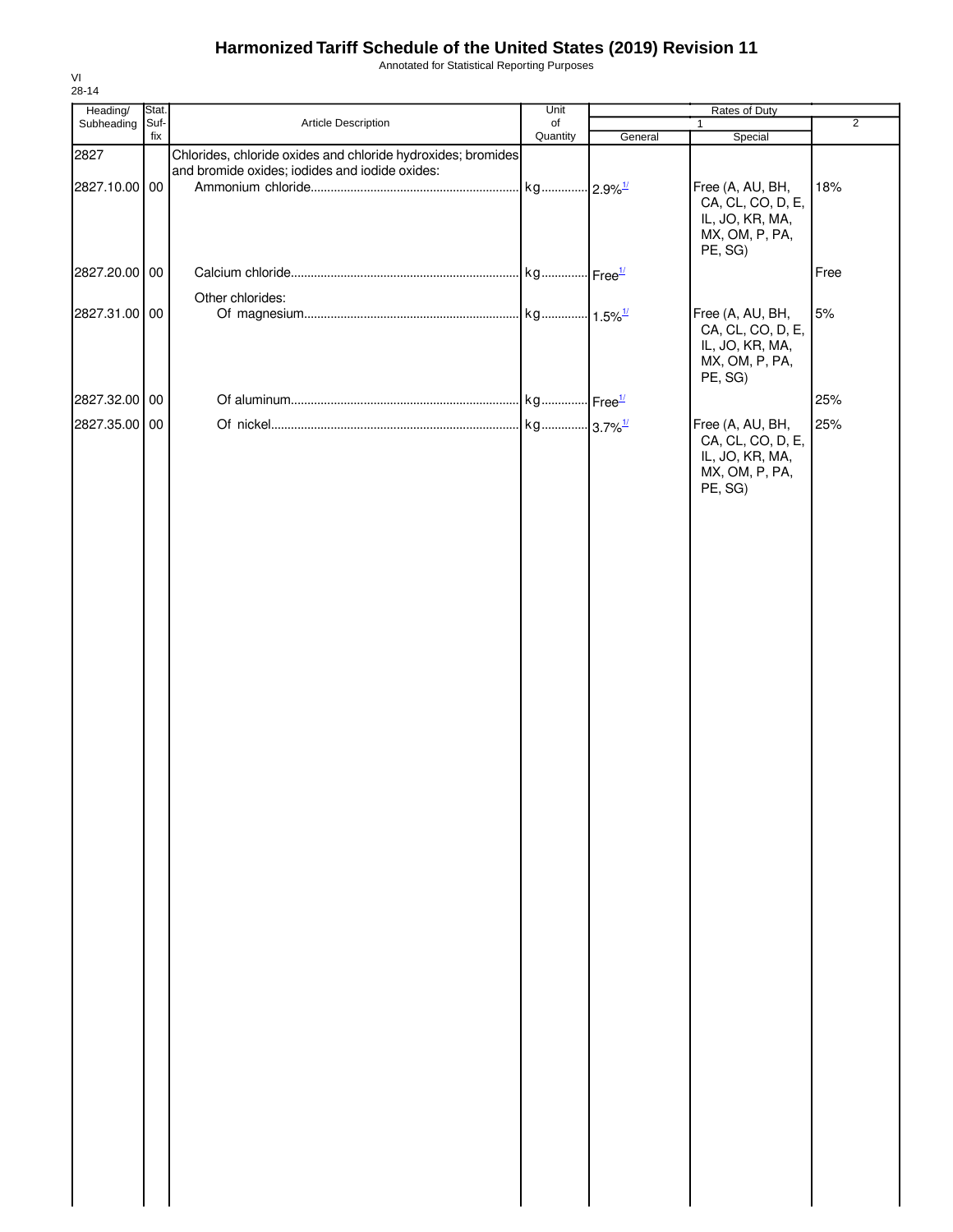# Harmonized Tariff Schedule of the United States (2019) Revision 11

Annotated for Statistical Reporting Purposes

VI
28-14

| Heading/ Subheading | Stat. Suf- fix | Article Description | Unit of Quantity | Rates of Duty 1 General | Rates of Duty 1 Special | Rates of Duty 2 |
|---|---|---|---|---|---|---|
| 2827 | | Chlorides, chloride oxides and chloride hydroxides; bromides and bromide oxides; iodides and iodide oxides: | | | | |
| 2827.10.00 | 00 | Ammonium chloride | kg | 2.9%[1/] | Free (A, AU, BH, CA, CL, CO, D, E, IL, JO, KR, MA, MX, OM, P, PA, PE, SG) | 18% |
| 2827.20.00 | 00 | Calcium chloride | kg | Free[1/] | | Free |
| | | Other chlorides: | | | | |
| 2827.31.00 | 00 | Of magnesium | kg | 1.5%[1/] | Free (A, AU, BH, CA, CL, CO, D, E, IL, JO, KR, MA, MX, OM, P, PA, PE, SG) | 5% |
| 2827.32.00 | 00 | Of aluminum | kg | Free[1/] | | 25% |
| 2827.35.00 | 00 | Of nickel | kg | 3.7%[1/] | Free (A, AU, BH, CA, CL, CO, D, E, IL, JO, KR, MA, MX, OM, P, PA, PE, SG) | 25% |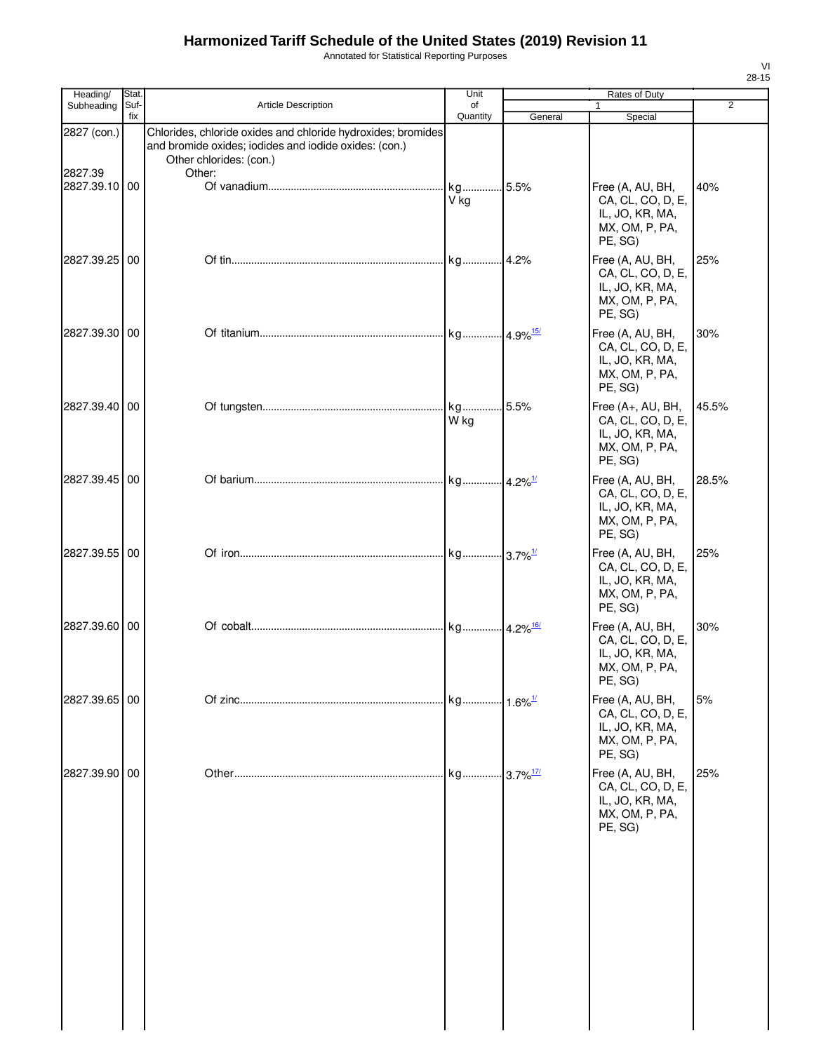# Harmonized Tariff Schedule of the United States (2019) Revision 11

Annotated for Statistical Reporting Purposes

VI
28-15

| Heading/ Subheading | Stat. Suf- fix | Article Description | Unit of Quantity | Rates of Duty 1 General | Rates of Duty 1 Special | Rates of Duty 2 |
|---|---|---|---|---|---|---|
| 2827 (con.) | | Chlorides, chloride oxides and chloride hydroxides; bromides and bromide oxides; iodides and iodide oxides: (con.) | | | | |
| | | Other chlorides: (con.) | | | | |
| 2827.39 | | Other: | | | | |
| 2827.39.10 | 00 | Of vanadium | kg V kg | 5.5% | Free (A, AU, BH, CA, CL, CO, D, E, IL, JO, KR, MA, MX, OM, P, PA, PE, SG) | 40% |
| 2827.39.25 | 00 | Of tin | kg | 4.2% | Free (A, AU, BH, CA, CL, CO, D, E, IL, JO, KR, MA, MX, OM, P, PA, PE, SG) | 25% |
| 2827.39.30 | 00 | Of titanium | kg | 4.9%[15/] | Free (A, AU, BH, CA, CL, CO, D, E, IL, JO, KR, MA, MX, OM, P, PA, PE, SG) | 30% |
| 2827.39.40 | 00 | Of tungsten | kg W kg | 5.5% | Free (A+, AU, BH, CA, CL, CO, D, E, IL, JO, KR, MA, MX, OM, P, PA, PE, SG) | 45.5% |
| 2827.39.45 | 00 | Of barium | kg | 4.2%[1/] | Free (A, AU, BH, CA, CL, CO, D, E, IL, JO, KR, MA, MX, OM, P, PA, PE, SG) | 28.5% |
| 2827.39.55 | 00 | Of iron | kg | 3.7%[1/] | Free (A, AU, BH, CA, CL, CO, D, E, IL, JO, KR, MA, MX, OM, P, PA, PE, SG) | 25% |
| 2827.39.60 | 00 | Of cobalt | kg | 4.2%[16/] | Free (A, AU, BH, CA, CL, CO, D, E, IL, JO, KR, MA, MX, OM, P, PA, PE, SG) | 30% |
| 2827.39.65 | 00 | Of zinc | kg | 1.6%[1/] | Free (A, AU, BH, CA, CL, CO, D, E, IL, JO, KR, MA, MX, OM, P, PA, PE, SG) | 5% |
| 2827.39.90 | 00 | Other | kg | 3.7%[17/] | Free (A, AU, BH, CA, CL, CO, D, E, IL, JO, KR, MA, MX, OM, P, PA, PE, SG) | 25% |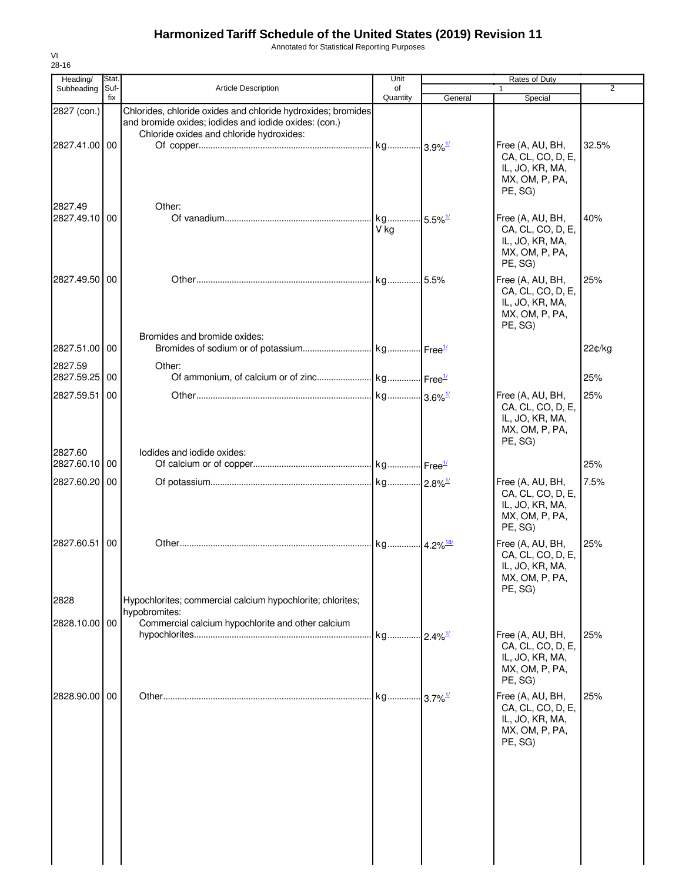# Harmonized Tariff Schedule of the United States (2019) Revision 11

Annotated for Statistical Reporting Purposes

VI
28-16

| Heading/ Subheading | Stat. Suf- fix | Article Description | Unit of Quantity | Rates of Duty 1 General | Special | 2 |
|---|---|---|---|---|---|---|
| 2827 (con.) | | Chlorides, chloride oxides and chloride hydroxides; bromides and bromide oxides; iodides and iodide oxides: (con.) | | | | |
| | | Chloride oxides and chloride hydroxides: | | | | |
| 2827.41.00 | 00 | Of copper | kg | 3.9%[1/] | Free (A, AU, BH, CA, CL, CO, D, E, IL, JO, KR, MA, MX, OM, P, PA, PE, SG) | 32.5% |
| 2827.49 | | Other: | | | | |
| 2827.49.10 | 00 | Of vanadium | kg V kg | 5.5%[1/] | Free (A, AU, BH, CA, CL, CO, D, E, IL, JO, KR, MA, MX, OM, P, PA, PE, SG) | 40% |
| 2827.49.50 | 00 | Other | kg | 5.5% | Free (A, AU, BH, CA, CL, CO, D, E, IL, JO, KR, MA, MX, OM, P, PA, PE, SG) | 25% |
| | | Bromides and bromide oxides: | | | | |
| 2827.51.00 | 00 | Bromides of sodium or of potassium | kg | Free[1/] | | 22¢/kg |
| 2827.59 | | Other: | | | | |
| 2827.59.25 | 00 | Of ammonium, of calcium or of zinc | kg | Free[1/] | | 25% |
| 2827.59.51 | 00 | Other | kg | 3.6%[1/] | Free (A, AU, BH, CA, CL, CO, D, E, IL, JO, KR, MA, MX, OM, P, PA, PE, SG) | 25% |
| 2827.60 | | Iodides and iodide oxides: | | | | |
| 2827.60.10 | 00 | Of calcium or of copper | kg | Free[1/] | | 25% |
| 2827.60.20 | 00 | Of potassium | kg | 2.8%[1/] | Free (A, AU, BH, CA, CL, CO, D, E, IL, JO, KR, MA, MX, OM, P, PA, PE, SG) | 7.5% |
| 2827.60.51 | 00 | Other | kg | 4.2%[18/] | Free (A, AU, BH, CA, CL, CO, D, E, IL, JO, KR, MA, MX, OM, P, PA, PE, SG) | 25% |
| 2828 | | Hypochlorites; commercial calcium hypochlorite; chlorites; hypobromites: | | | | |
| 2828.10.00 | 00 | Commercial calcium hypochlorite and other calcium hypochlorites | kg | 2.4%[1/] | Free (A, AU, BH, CA, CL, CO, D, E, IL, JO, KR, MA, MX, OM, P, PA, PE, SG) | 25% |
| 2828.90.00 | 00 | Other | kg | 3.7%[1/] | Free (A, AU, BH, CA, CL, CO, D, E, IL, JO, KR, MA, MX, OM, P, PA, PE, SG) | 25% |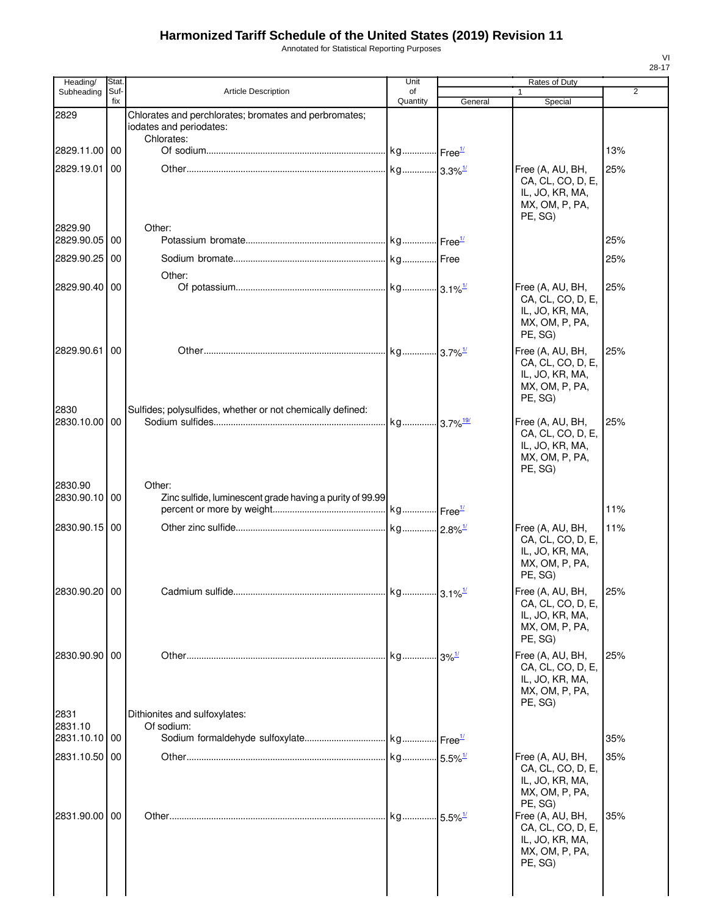# Harmonized Tariff Schedule of the United States (2019) Revision 11

Annotated for Statistical Reporting Purposes

VI
28-17

| Heading/ Subheading | Stat. Suf- fix | Article Description | Unit of Quantity | Rates of Duty 1 General | Special | 2 |
|---|---|---|---|---|---|---|
| 2829 | | Chlorates and perchlorates; bromates and perbromates; iodates and periodates: | | | | |
| | | Chlorates: | | | | |
| 2829.11.00 | 00 | Of sodium | kg | Free[1/] | | 13% |
| 2829.19.01 | 00 | Other | kg | 3.3%[1/] | Free (A, AU, BH, CA, CL, CO, D, E, IL, JO, KR, MA, MX, OM, P, PA, PE, SG) | 25% |
| 2829.90 | | Other: | | | | |
| 2829.90.05 | 00 | Potassium bromate | kg | Free[1/] | | 25% |
| 2829.90.25 | 00 | Sodium bromate | kg | Free | | 25% |
| | | Other: | | | | |
| 2829.90.40 | 00 | Of potassium | kg | 3.1%[1/] | Free (A, AU, BH, CA, CL, CO, D, E, IL, JO, KR, MA, MX, OM, P, PA, PE, SG) | 25% |
| 2829.90.61 | 00 | Other | kg | 3.7%[1/] | Free (A, AU, BH, CA, CL, CO, D, E, IL, JO, KR, MA, MX, OM, P, PA, PE, SG) | 25% |
| 2830 | | Sulfides; polysulfides, whether or not chemically defined: | | | | |
| 2830.10.00 | 00 | Sodium sulfides | kg | 3.7%[19/] | Free (A, AU, BH, CA, CL, CO, D, E, IL, JO, KR, MA, MX, OM, P, PA, PE, SG) | 25% |
| 2830.90 | | Other: | | | | |
| 2830.90.10 | 00 | Zinc sulfide, luminescent grade having a purity of 99.99 percent or more by weight | kg | Free[1/] | | 11% |
| 2830.90.15 | 00 | Other zinc sulfide | kg | 2.8%[1/] | Free (A, AU, BH, CA, CL, CO, D, E, IL, JO, KR, MA, MX, OM, P, PA, PE, SG) | 11% |
| 2830.90.20 | 00 | Cadmium sulfide | kg | 3.1%[1/] | Free (A, AU, BH, CA, CL, CO, D, E, IL, JO, KR, MA, MX, OM, P, PA, PE, SG) | 25% |
| 2830.90.90 | 00 | Other | kg | 3%[1/] | Free (A, AU, BH, CA, CL, CO, D, E, IL, JO, KR, MA, MX, OM, P, PA, PE, SG) | 25% |
| 2831 | | Dithionites and sulfoxylates: | | | | |
| 2831.10 | | Of sodium: | | | | |
| 2831.10.10 | 00 | Sodium formaldehyde sulfoxylate | kg | Free[1/] | | 35% |
| 2831.10.50 | 00 | Other | kg | 5.5%[1/] | Free (A, AU, BH, CA, CL, CO, D, E, IL, JO, KR, MA, MX, OM, P, PA, PE, SG) | 35% |
| 2831.90.00 | 00 | Other | kg | 5.5%[1/] | Free (A, AU, BH, CA, CL, CO, D, E, IL, JO, KR, MA, MX, OM, P, PA, PE, SG) | 35% |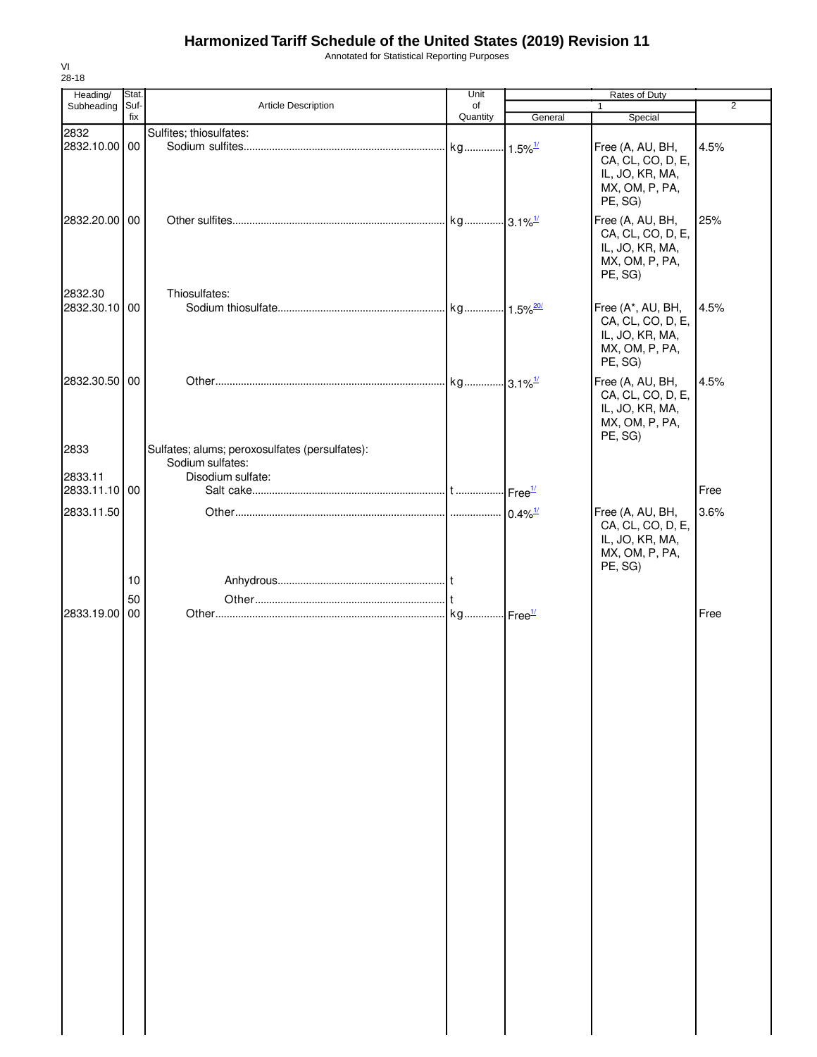# Harmonized Tariff Schedule of the United States (2019) Revision 11

Annotated for Statistical Reporting Purposes

VI
28-18

| Heading/ Subheading | Stat. Suf- fix | Article Description | Unit of Quantity | Rates of Duty 1 General | Rates of Duty 1 Special | 2 |
|---|---|---|---|---|---|---|
| 2832 | | Sulfites; thiosulfates: | | | | |
| 2832.10.00 | 00 | Sodium sulfites | kg | 1.5%[1/] | Free (A, AU, BH, CA, CL, CO, D, E, IL, JO, KR, MA, MX, OM, P, PA, PE, SG) | 4.5% |
| 2832.20.00 | 00 | Other sulfites | kg | 3.1%[1/] | Free (A, AU, BH, CA, CL, CO, D, E, IL, JO, KR, MA, MX, OM, P, PA, PE, SG) | 25% |
| 2832.30 | | Thiosulfates: | | | | |
| 2832.30.10 | 00 | Sodium thiosulfate | kg | 1.5%[20/] | Free (A*, AU, BH, CA, CL, CO, D, E, IL, JO, KR, MA, MX, OM, P, PA, PE, SG) | 4.5% |
| 2832.30.50 | 00 | Other | kg | 3.1%[1/] | Free (A, AU, BH, CA, CL, CO, D, E, IL, JO, KR, MA, MX, OM, P, PA, PE, SG) | 4.5% |
| 2833 | | Sulfates; alums; peroxosulfates (persulfates): | | | | |
| | | Sodium sulfates: | | | | |
| 2833.11 | | Disodium sulfate: | | | | |
| 2833.11.10 | 00 | Salt cake | t | Free[1/] | | Free |
| 2833.11.50 | | Other | | 0.4%[1/] | Free (A, AU, BH, CA, CL, CO, D, E, IL, JO, KR, MA, MX, OM, P, PA, PE, SG) | 3.6% |
| | 10 | Anhydrous | t | | | |
| | 50 | Other | t | | | |
| 2833.19.00 | 00 | Other | kg | Free[1/] | | Free |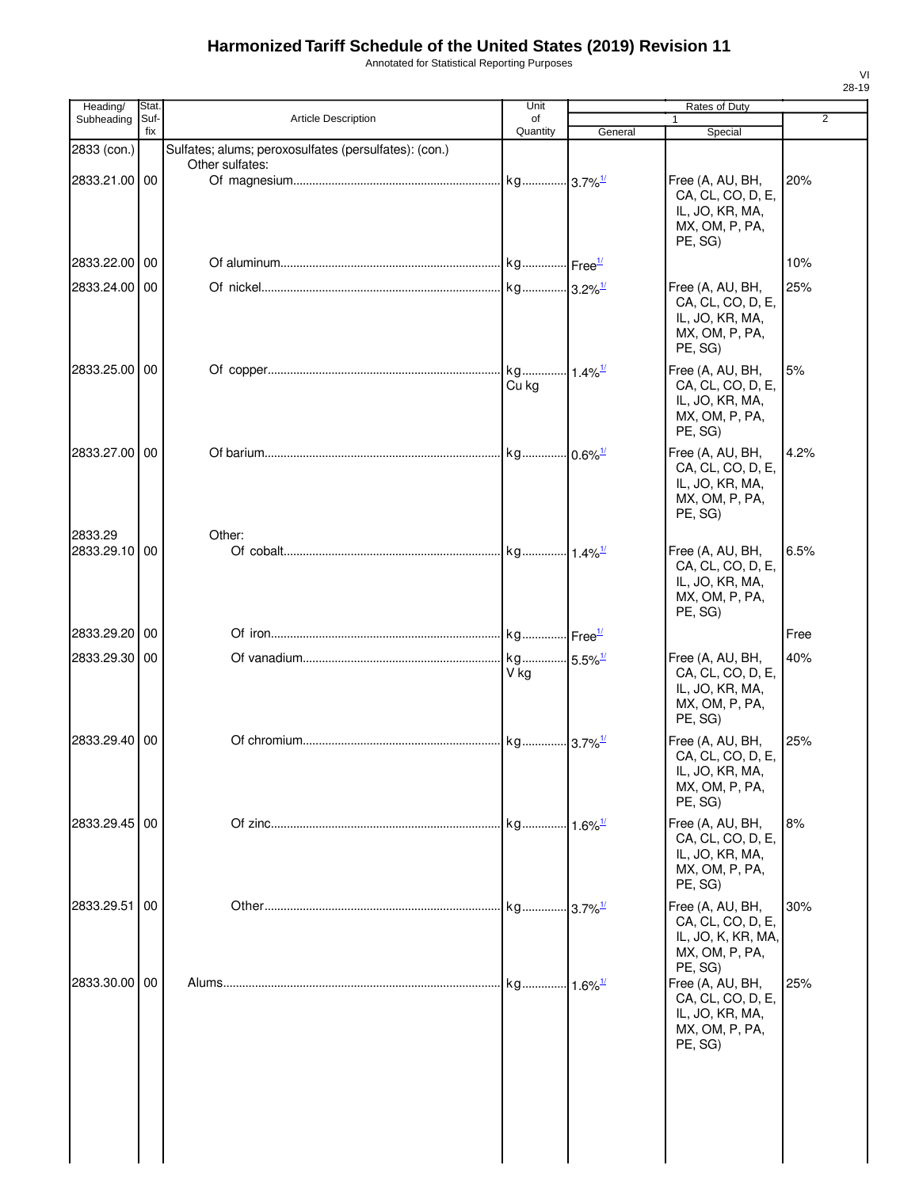# Harmonized Tariff Schedule of the United States (2019) Revision 11

Annotated for Statistical Reporting Purposes

VI
28-19

| Heading/ Subheading | Stat. Suf-fix | Article Description | Unit of Quantity | Rates of Duty 1 General | Special | 2 |
|---|---|---|---|---|---|---|
| 2833 (con.) | | Sulfates; alums; peroxosulfates (persulfates): (con.) | | | | |
| | | Other sulfates: | | | | |
| 2833.21.00 | 00 | Of magnesium | kg | 3.7%[1/] | Free (A, AU, BH, CA, CL, CO, D, E, IL, JO, KR, MA, MX, OM, P, PA, PE, SG) | 20% |
| 2833.22.00 | 00 | Of aluminum | kg | Free[1/] | | 10% |
| 2833.24.00 | 00 | Of nickel | kg | 3.2%[1/] | Free (A, AU, BH, CA, CL, CO, D, E, IL, JO, KR, MA, MX, OM, P, PA, PE, SG) | 25% |
| 2833.25.00 | 00 | Of copper | kg Cu kg | 1.4%[1/] | Free (A, AU, BH, CA, CL, CO, D, E, IL, JO, KR, MA, MX, OM, P, PA, PE, SG) | 5% |
| 2833.27.00 | 00 | Of barium | kg | 0.6%[1/] | Free (A, AU, BH, CA, CL, CO, D, E, IL, JO, KR, MA, MX, OM, P, PA, PE, SG) | 4.2% |
| 2833.29 | | Other: | | | | |
| 2833.29.10 | 00 | Of cobalt | kg | 1.4%[1/] | Free (A, AU, BH, CA, CL, CO, D, E, IL, JO, KR, MA, MX, OM, P, PA, PE, SG) | 6.5% |
| 2833.29.20 | 00 | Of iron | kg | Free[1/] | | Free |
| 2833.29.30 | 00 | Of vanadium | kg V kg | 5.5%[1/] | Free (A, AU, BH, CA, CL, CO, D, E, IL, JO, KR, MA, MX, OM, P, PA, PE, SG) | 40% |
| 2833.29.40 | 00 | Of chromium | kg | 3.7%[1/] | Free (A, AU, BH, CA, CL, CO, D, E, IL, JO, KR, MA, MX, OM, P, PA, PE, SG) | 25% |
| 2833.29.45 | 00 | Of zinc | kg | 1.6%[1/] | Free (A, AU, BH, CA, CL, CO, D, E, IL, JO, KR, MA, MX, OM, P, PA, PE, SG) | 8% |
| 2833.29.51 | 00 | Other | kg | 3.7%[1/] | Free (A, AU, BH, CA, CL, CO, D, E, IL, JO, K, KR, MA, MX, OM, P, PA, PE, SG) | 30% |
| 2833.30.00 | 00 | Alums | kg | 1.6%[1/] | Free (A, AU, BH, CA, CL, CO, D, E, IL, JO, KR, MA, MX, OM, P, PA, PE, SG) | 25% |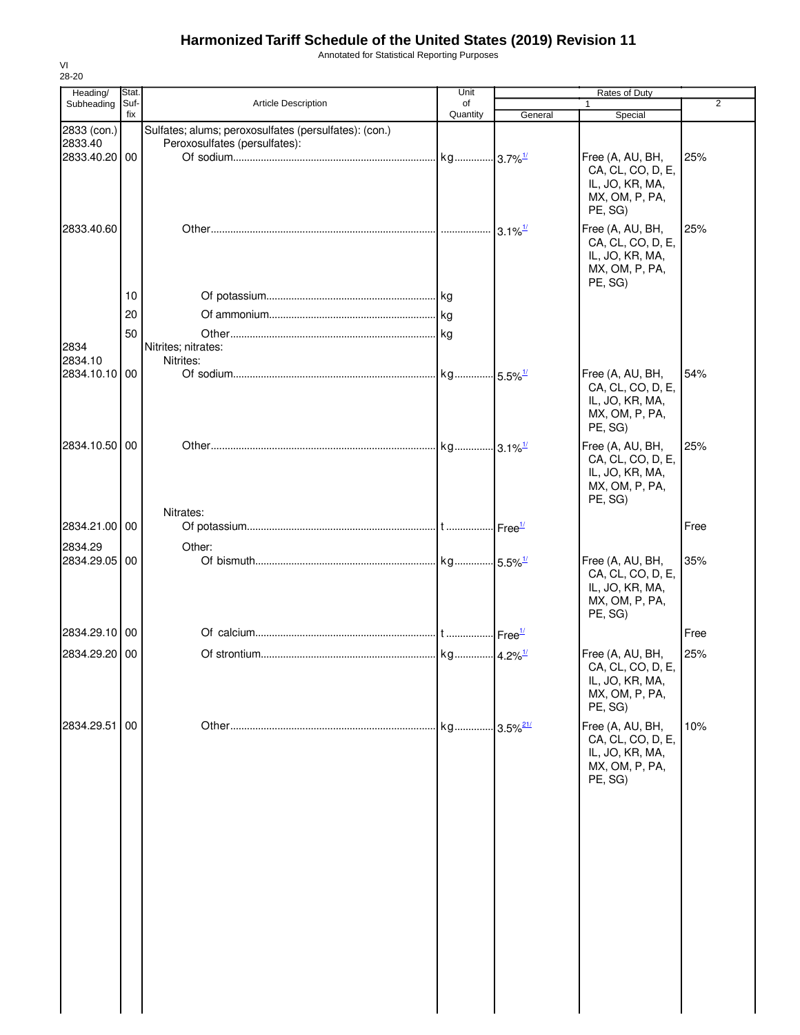# Harmonized Tariff Schedule of the United States (2019) Revision 11

Annotated for Statistical Reporting Purposes

VI
28-20

| Heading/ Subheading | Stat. Suf- fix | Article Description | Unit of Quantity | Rates of Duty 1 General | Special | 2 |
|---|---|---|---|---|---|---|
| 2833 (con.) | | Sulfates; alums; peroxosulfates (persulfates): (con.) | | | | |
| 2833.40 | | Peroxosulfates (persulfates): | | | | |
| 2833.40.20 | 00 | Of sodium | kg | 3.7%[1/] | Free (A, AU, BH, CA, CL, CO, D, E, IL, JO, KR, MA, MX, OM, P, PA, PE, SG) | 25% |
| 2833.40.60 | | Other | | 3.1%[1/] | Free (A, AU, BH, CA, CL, CO, D, E, IL, JO, KR, MA, MX, OM, P, PA, PE, SG) | 25% |
| | 10 | Of potassium | kg | | | |
| | 20 | Of ammonium | kg | | | |
| | 50 | Other | kg | | | |
| 2834 | | Nitrites; nitrates: | | | | |
| 2834.10 | | Nitrites: | | | | |
| 2834.10.10 | 00 | Of sodium | kg | 5.5%[1/] | Free (A, AU, BH, CA, CL, CO, D, E, IL, JO, KR, MA, MX, OM, P, PA, PE, SG) | 54% |
| 2834.10.50 | 00 | Other | kg | 3.1%[1/] | Free (A, AU, BH, CA, CL, CO, D, E, IL, JO, KR, MA, MX, OM, P, PA, PE, SG) | 25% |
| | | Nitrates: | | | | |
| 2834.21.00 | 00 | Of potassium | t | Free[1/] | | Free |
| 2834.29 | | Other: | | | | |
| 2834.29.05 | 00 | Of bismuth | kg | 5.5%[1/] | Free (A, AU, BH, CA, CL, CO, D, E, IL, JO, KR, MA, MX, OM, P, PA, PE, SG) | 35% |
| 2834.29.10 | 00 | Of calcium | t | Free[1/] | | Free |
| 2834.29.20 | 00 | Of strontium | kg | 4.2%[1/] | Free (A, AU, BH, CA, CL, CO, D, E, IL, JO, KR, MA, MX, OM, P, PA, PE, SG) | 25% |
| 2834.29.51 | 00 | Other | kg | 3.5%[21/] | Free (A, AU, BH, CA, CL, CO, D, E, IL, JO, KR, MA, MX, OM, P, PA, PE, SG) | 10% |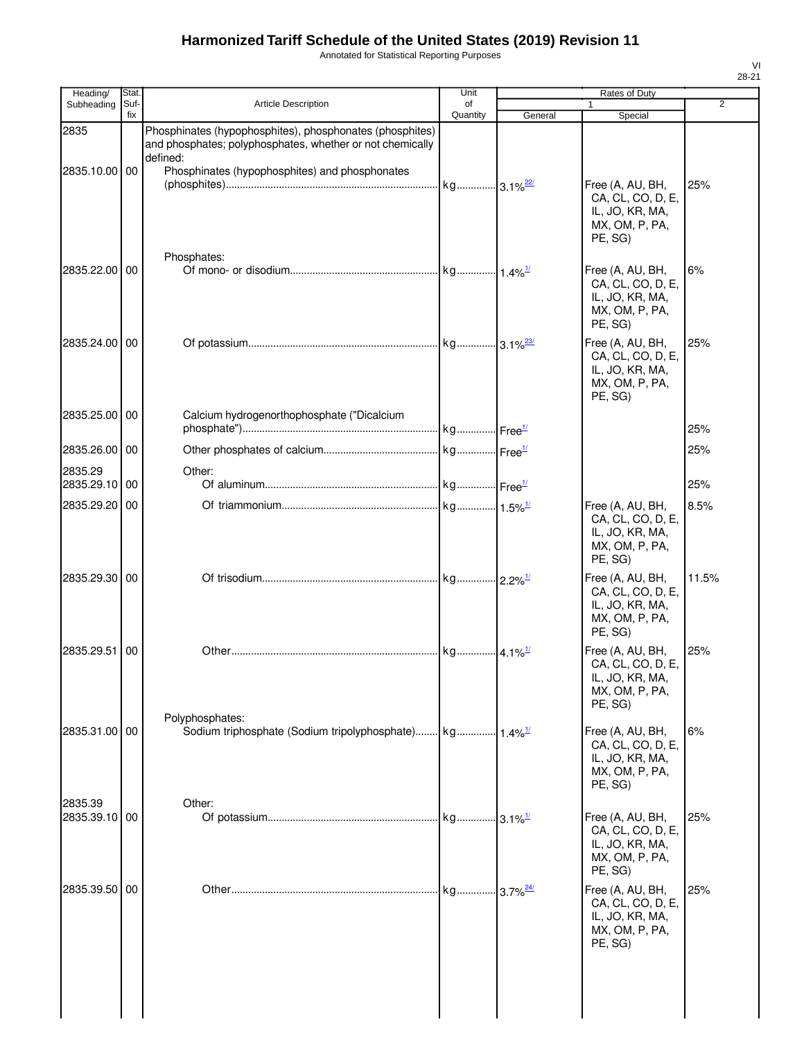# Harmonized Tariff Schedule of the United States (2019) Revision 11

Annotated for Statistical Reporting Purposes

VI
28-21

| Heading/ Subheading | Stat. Suf- fix | Article Description | Unit of Quantity | Rates of Duty 1 General | Rates of Duty 1 Special | Rates of Duty 2 |
|---|---|---|---|---|---|---|
| 2835 | | Phosphinates (hypophosphites), phosphonates (phosphites) and phosphates; polyphosphates, whether or not chemically defined: | | | | |
| 2835.10.00 | 00 | Phosphinates (hypophosphites) and phosphonates (phosphites) | kg | 3.1%[22/] | Free (A, AU, BH, CA, CL, CO, D, E, IL, JO, KR, MA, MX, OM, P, PA, PE, SG) | 25% |
| | | Phosphates: | | | | |
| 2835.22.00 | 00 | Of mono- or disodium | kg | 1.4%[1/] | Free (A, AU, BH, CA, CL, CO, D, E, IL, JO, KR, MA, MX, OM, P, PA, PE, SG) | 6% |
| 2835.24.00 | 00 | Of potassium | kg | 3.1%[23/] | Free (A, AU, BH, CA, CL, CO, D, E, IL, JO, KR, MA, MX, OM, P, PA, PE, SG) | 25% |
| 2835.25.00 | 00 | Calcium hydrogenorthophosphate ("Dicalcium phosphate") | kg | Free[1/] | | 25% |
| 2835.26.00 | 00 | Other phosphates of calcium | kg | Free[1/] | | 25% |
| 2835.29 | | Other: | | | | |
| 2835.29.10 | 00 | Of aluminum | kg | Free[1/] | | 25% |
| 2835.29.20 | 00 | Of triammonium | kg | 1.5%[1/] | Free (A, AU, BH, CA, CL, CO, D, E, IL, JO, KR, MA, MX, OM, P, PA, PE, SG) | 8.5% |
| 2835.29.30 | 00 | Of trisodium | kg | 2.2%[1/] | Free (A, AU, BH, CA, CL, CO, D, E, IL, JO, KR, MA, MX, OM, P, PA, PE, SG) | 11.5% |
| 2835.29.51 | 00 | Other | kg | 4.1%[1/] | Free (A, AU, BH, CA, CL, CO, D, E, IL, JO, KR, MA, MX, OM, P, PA, PE, SG) | 25% |
| | | Polyphosphates: | | | | |
| 2835.31.00 | 00 | Sodium triphosphate (Sodium tripolyphosphate) | kg | 1.4%[1/] | Free (A, AU, BH, CA, CL, CO, D, E, IL, JO, KR, MA, MX, OM, P, PA, PE, SG) | 6% |
| 2835.39 | | Other: | | | | |
| 2835.39.10 | 00 | Of potassium | kg | 3.1%[1/] | Free (A, AU, BH, CA, CL, CO, D, E, IL, JO, KR, MA, MX, OM, P, PA, PE, SG) | 25% |
| 2835.39.50 | 00 | Other | kg | 3.7%[24/] | Free (A, AU, BH, CA, CL, CO, D, E, IL, JO, KR, MA, MX, OM, P, PA, PE, SG) | 25% |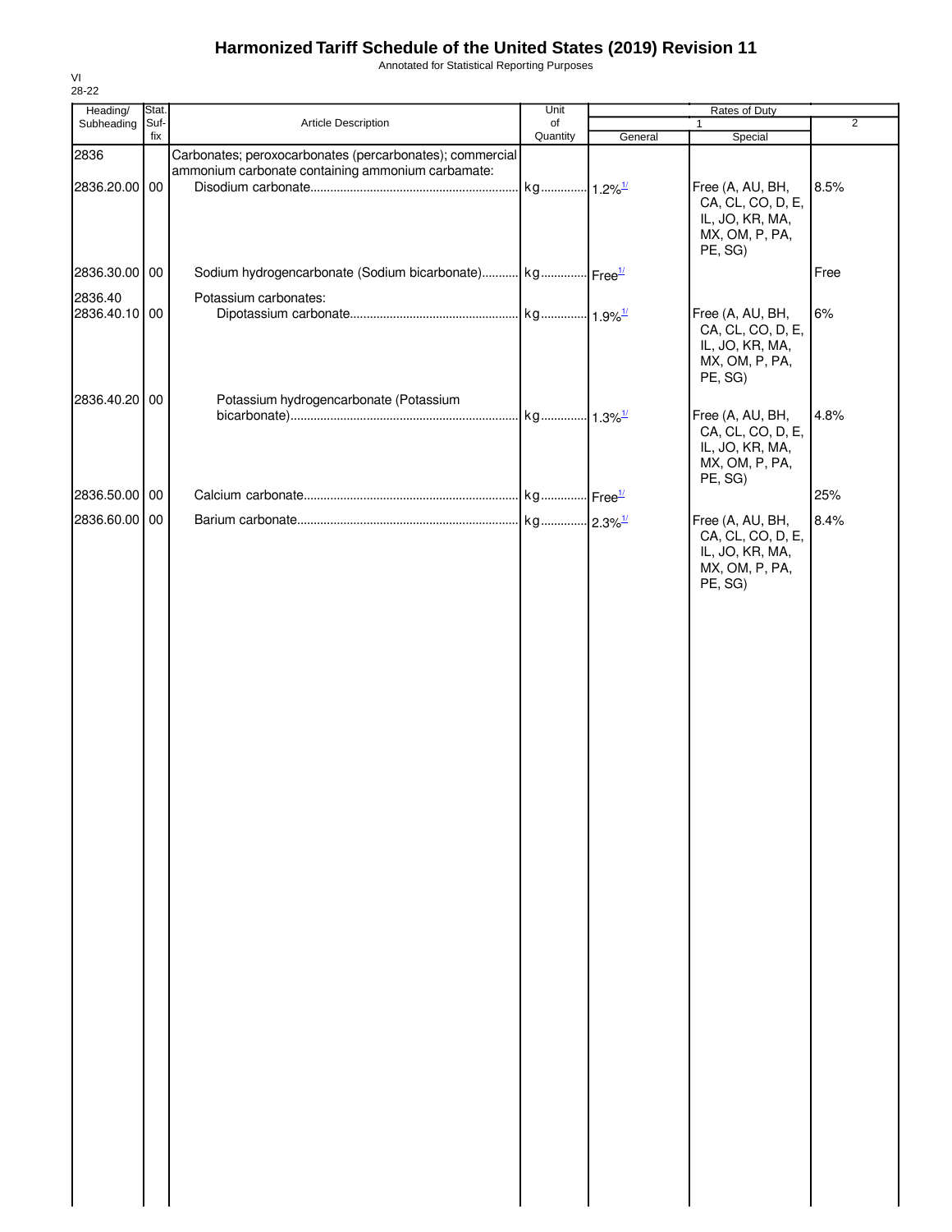# Harmonized Tariff Schedule of the United States (2019) Revision 11

Annotated for Statistical Reporting Purposes

VI
28-22

| Heading/ Subheading | Stat. Suf-fix | Article Description | Unit of Quantity | Rates of Duty 1 General | Rates of Duty 1 Special | Rates of Duty 2 |
|---|---|---|---|---|---|---|
| 2836 | | Carbonates; peroxocarbonates (percarbonates); commercial ammonium carbonate containing ammonium carbamate: | | | | |
| 2836.20.00 | 00 | Disodium carbonate | kg | 1.2%[1/] | Free (A, AU, BH, CA, CL, CO, D, E, IL, JO, KR, MA, MX, OM, P, PA, PE, SG) | 8.5% |
| 2836.30.00 | 00 | Sodium hydrogencarbonate (Sodium bicarbonate) | kg | Free[1/] | | Free |
| 2836.40 | | Potassium carbonates: | | | | |
| 2836.40.10 | 00 | Dipotassium carbonate | kg | 1.9%[1/] | Free (A, AU, BH, CA, CL, CO, D, E, IL, JO, KR, MA, MX, OM, P, PA, PE, SG) | 6% |
| 2836.40.20 | 00 | Potassium hydrogencarbonate (Potassium bicarbonate) | kg | 1.3%[1/] | Free (A, AU, BH, CA, CL, CO, D, E, IL, JO, KR, MA, MX, OM, P, PA, PE, SG) | 4.8% |
| 2836.50.00 | 00 | Calcium carbonate | kg | Free[1/] | | 25% |
| 2836.60.00 | 00 | Barium carbonate | kg | 2.3%[1/] | Free (A, AU, BH, CA, CL, CO, D, E, IL, JO, KR, MA, MX, OM, P, PA, PE, SG) | 8.4% |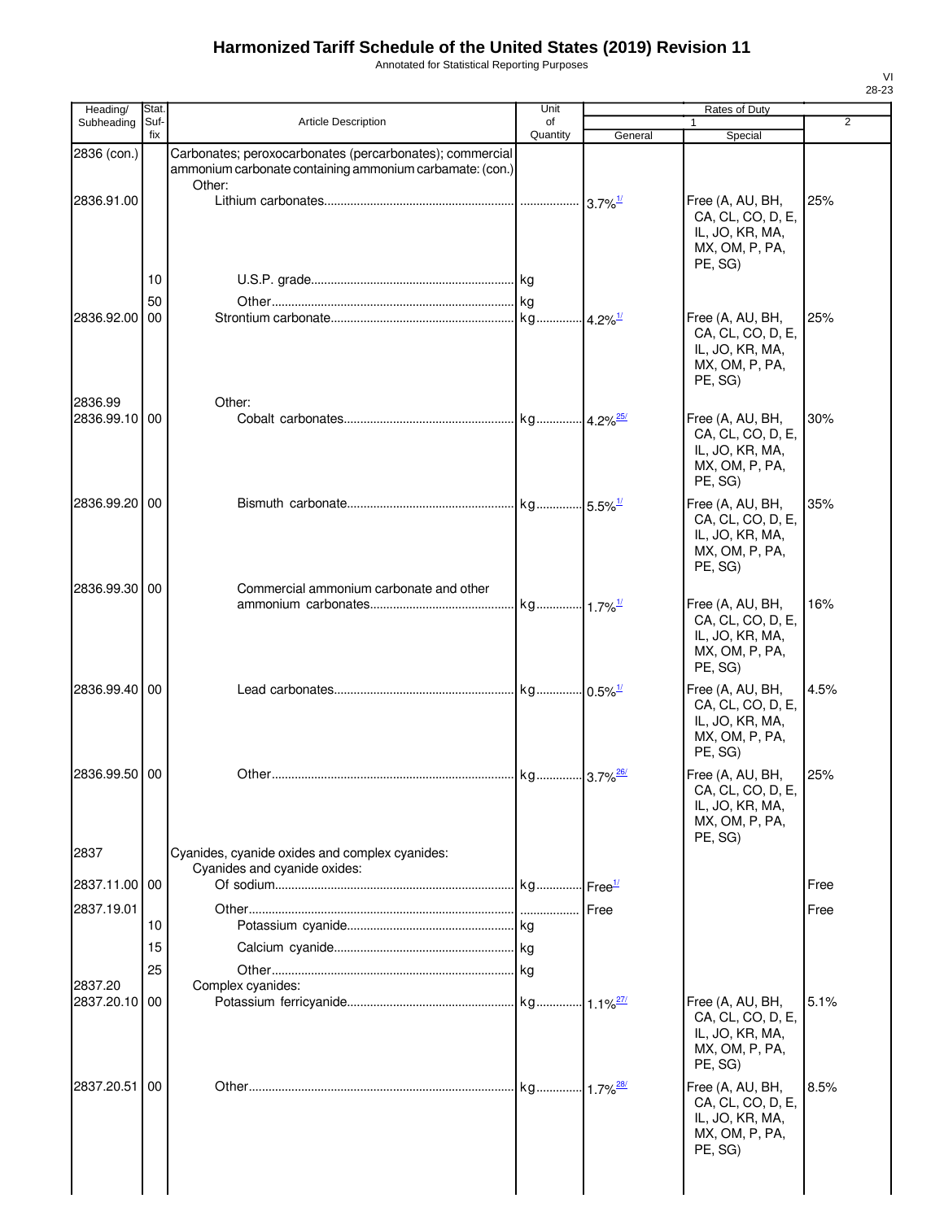# Harmonized Tariff Schedule of the United States (2019) Revision 11

Annotated for Statistical Reporting Purposes

| Heading/ Subheading | Stat. Suf- fix | Article Description | Unit of Quantity | Rates of Duty 1 General | Special | 2 |
|---|---|---|---|---|---|---|
| 2836 (con.) | | Carbonates; peroxocarbonates (percarbonates); commercial ammonium carbonate containing ammonium carbamate: (con.) | | | | |
| | | Other: | | | | |
| 2836.91.00 | | Lithium carbonates | | 3.7%[1/] | Free (A, AU, BH, CA, CL, CO, D, E, IL, JO, KR, MA, MX, OM, P, PA, PE, SG) | 25% |
| | 10 | U.S.P. grade | kg | | | |
| | 50 | Other | kg | | | |
| 2836.92.00 | 00 | Strontium carbonate | kg | 4.2%[1/] | Free (A, AU, BH, CA, CL, CO, D, E, IL, JO, KR, MA, MX, OM, P, PA, PE, SG) | 25% |
| 2836.99 | | Other: | | | | |
| 2836.99.10 | 00 | Cobalt carbonates | kg | 4.2%[25/] | Free (A, AU, BH, CA, CL, CO, D, E, IL, JO, KR, MA, MX, OM, P, PA, PE, SG) | 30% |
| 2836.99.20 | 00 | Bismuth carbonate | kg | 5.5%[1/] | Free (A, AU, BH, CA, CL, CO, D, E, IL, JO, KR, MA, MX, OM, P, PA, PE, SG) | 35% |
| 2836.99.30 | 00 | Commercial ammonium carbonate and other ammonium carbonates | kg | 1.7%[1/] | Free (A, AU, BH, CA, CL, CO, D, E, IL, JO, KR, MA, MX, OM, P, PA, PE, SG) | 16% |
| 2836.99.40 | 00 | Lead carbonates | kg | 0.5%[1/] | Free (A, AU, BH, CA, CL, CO, D, E, IL, JO, KR, MA, MX, OM, P, PA, PE, SG) | 4.5% |
| 2836.99.50 | 00 | Other | kg | 3.7%[26/] | Free (A, AU, BH, CA, CL, CO, D, E, IL, JO, KR, MA, MX, OM, P, PA, PE, SG) | 25% |
| 2837 | | Cyanides, cyanide oxides and complex cyanides: | | | | |
| | | Cyanides and cyanide oxides: | | | | |
| 2837.11.00 | 00 | Of sodium | kg | Free[1/] | | Free |
| 2837.19.01 | | Other | | Free | | Free |
| | 10 | Potassium cyanide | kg | | | |
| | 15 | Calcium cyanide | kg | | | |
| | 25 | Other | kg | | | |
| 2837.20 | | Complex cyanides: | | | | |
| 2837.20.10 | 00 | Potassium ferricyanide | kg | 1.1%[27/] | Free (A, AU, BH, CA, CL, CO, D, E, IL, JO, KR, MA, MX, OM, P, PA, PE, SG) | 5.1% |
| 2837.20.51 | 00 | Other | kg | 1.7%[28/] | Free (A, AU, BH, CA, CL, CO, D, E, IL, JO, KR, MA, MX, OM, P, PA, PE, SG) | 8.5% |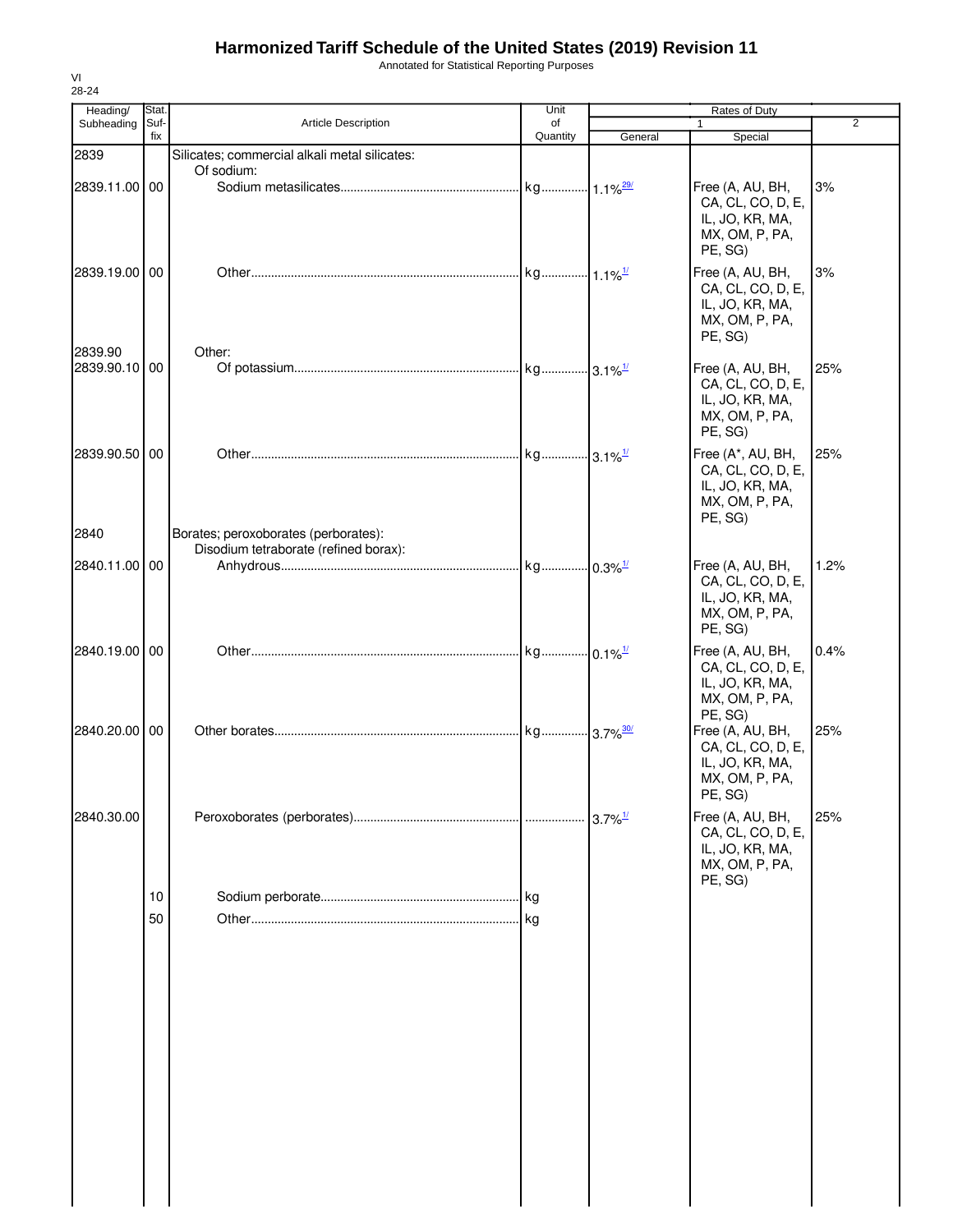# Harmonized Tariff Schedule of the United States (2019) Revision 11

Annotated for Statistical Reporting Purposes

VI
28-24

| Heading/ Subheading | Stat. Suf- fix | Article Description | Unit of Quantity | Rates of Duty 1 General | Special | 2 |
|---|---|---|---|---|---|---|
| 2839 | | Silicates; commercial alkali metal silicates: | | | | |
| | | Of sodium: | | | | |
| 2839.11.00 | 00 | Sodium metasilicates | kg | 1.1%[29/] | Free (A, AU, BH, CA, CL, CO, D, E, IL, JO, KR, MA, MX, OM, P, PA, PE, SG) | 3% |
| 2839.19.00 | 00 | Other | kg | 1.1%[1/] | Free (A, AU, BH, CA, CL, CO, D, E, IL, JO, KR, MA, MX, OM, P, PA, PE, SG) | 3% |
| 2839.90 | | Other: | | | | |
| 2839.90.10 | 00 | Of potassium | kg | 3.1%[1/] | Free (A, AU, BH, CA, CL, CO, D, E, IL, JO, KR, MA, MX, OM, P, PA, PE, SG) | 25% |
| 2839.90.50 | 00 | Other | kg | 3.1%[1/] | Free (A*, AU, BH, CA, CL, CO, D, E, IL, JO, KR, MA, MX, OM, P, PA, PE, SG) | 25% |
| 2840 | | Borates; peroxoborates (perborates): | | | | |
| | | Disodium tetraborate (refined borax): | | | | |
| 2840.11.00 | 00 | Anhydrous | kg | 0.3%[1/] | Free (A, AU, BH, CA, CL, CO, D, E, IL, JO, KR, MA, MX, OM, P, PA, PE, SG) | 1.2% |
| 2840.19.00 | 00 | Other | kg | 0.1%[1/] | Free (A, AU, BH, CA, CL, CO, D, E, IL, JO, KR, MA, MX, OM, P, PA, PE, SG) | 0.4% |
| 2840.20.00 | 00 | Other borates | kg | 3.7%[30/] | Free (A, AU, BH, CA, CL, CO, D, E, IL, JO, KR, MA, MX, OM, P, PA, PE, SG) | 25% |
| 2840.30.00 | | Peroxoborates (perborates) | | 3.7%[1/] | Free (A, AU, BH, CA, CL, CO, D, E, IL, JO, KR, MA, MX, OM, P, PA, PE, SG) | 25% |
| | 10 | Sodium perborate | kg | | | |
| | 50 | Other | kg | | | |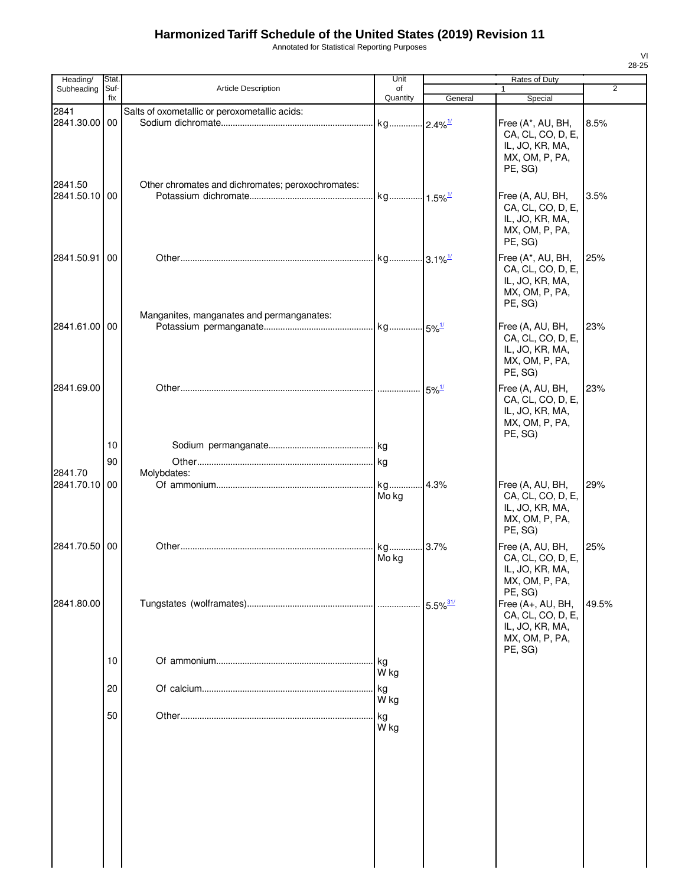# Harmonized Tariff Schedule of the United States (2019) Revision 11

Annotated for Statistical Reporting Purposes

| Heading/ Subheading | Stat. Suf- fix | Article Description | Unit of Quantity | Rates of Duty 1 General | Rates of Duty 1 Special | Rates of Duty 2 |
|---|---|---|---|---|---|---|
| 2841 | | Salts of oxometallic or peroxometallic acids: | | | | |
| 2841.30.00 | 00 | Sodium dichromate | kg | 2.4%[1/] | Free (A*, AU, BH, CA, CL, CO, D, E, IL, JO, KR, MA, MX, OM, P, PA, PE, SG) | 8.5% |
| 2841.50 | | Other chromates and dichromates; peroxochromates: | | | | |
| 2841.50.10 | 00 | Potassium dichromate | kg | 1.5%[1/] | Free (A, AU, BH, CA, CL, CO, D, E, IL, JO, KR, MA, MX, OM, P, PA, PE, SG) | 3.5% |
| 2841.50.91 | 00 | Other | kg | 3.1%[1/] | Free (A*, AU, BH, CA, CL, CO, D, E, IL, JO, KR, MA, MX, OM, P, PA, PE, SG) | 25% |
| | | Manganites, manganates and permanganates: | | | | |
| 2841.61.00 | 00 | Potassium permanganate | kg | 5%[1/] | Free (A, AU, BH, CA, CL, CO, D, E, IL, JO, KR, MA, MX, OM, P, PA, PE, SG) | 23% |
| 2841.69.00 | | Other | | 5%[1/] | Free (A, AU, BH, CA, CL, CO, D, E, IL, JO, KR, MA, MX, OM, P, PA, PE, SG) | 23% |
| | 10 | Sodium permanganate | kg | | | |
| | 90 | Other | kg | | | |
| 2841.70 | | Molybdates: | | | | |
| 2841.70.10 | 00 | Of ammonium | kg Mo kg | 4.3% | Free (A, AU, BH, CA, CL, CO, D, E, IL, JO, KR, MA, MX, OM, P, PA, PE, SG) | 29% |
| 2841.70.50 | 00 | Other | kg Mo kg | 3.7% | Free (A, AU, BH, CA, CL, CO, D, E, IL, JO, KR, MA, MX, OM, P, PA, PE, SG) | 25% |
| 2841.80.00 | | Tungstates (wolframates) | | 5.5%[31/] | Free (A+, AU, BH, CA, CL, CO, D, E, IL, JO, KR, MA, MX, OM, P, PA, PE, SG) | 49.5% |
| | 10 | Of ammonium | kg W kg | | | |
| | 20 | Of calcium | kg W kg | | | |
| | 50 | Other | kg W kg | | | |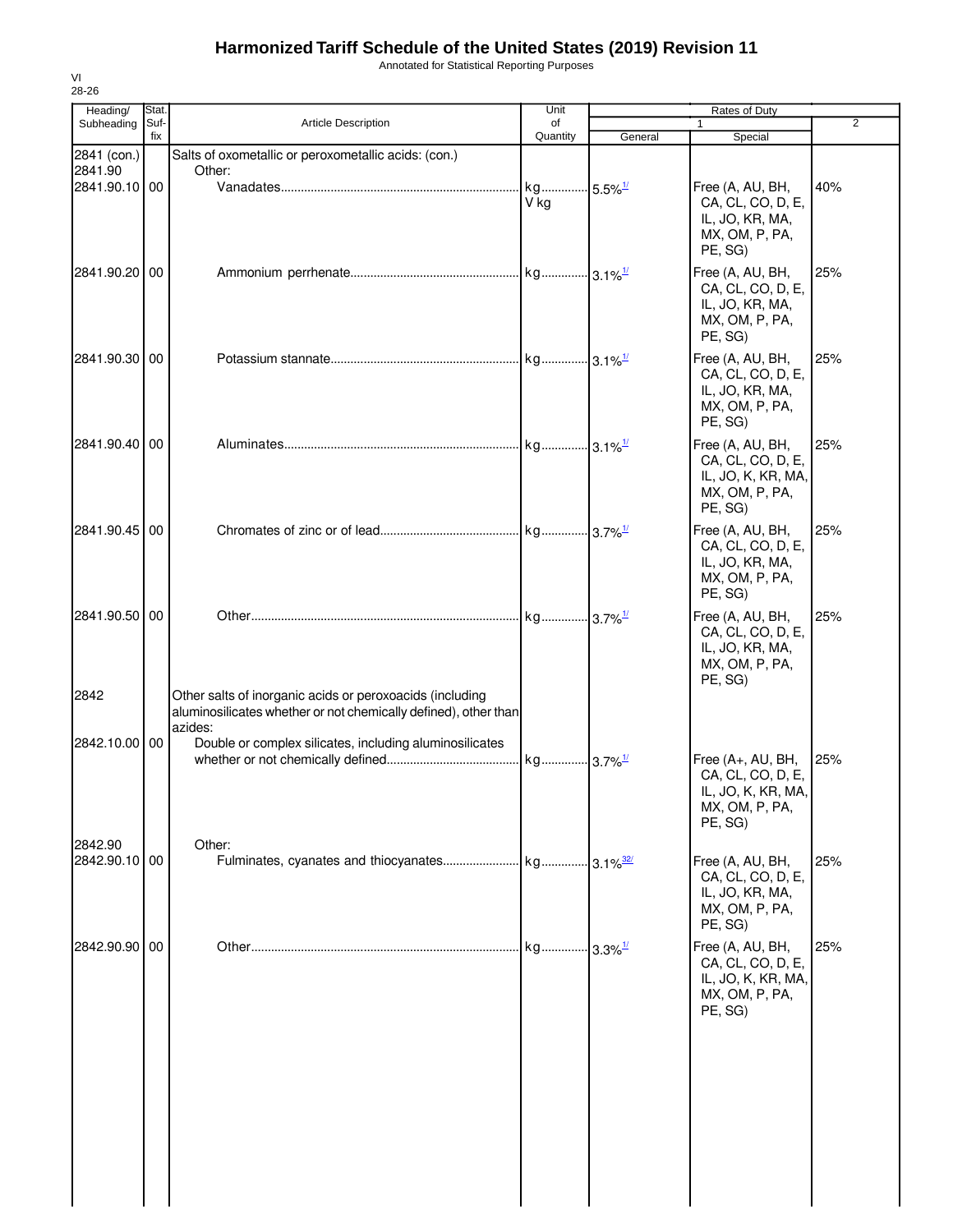# Harmonized Tariff Schedule of the United States (2019) Revision 11

Annotated for Statistical Reporting Purposes

VI
28-26

| Heading/ Subheading | Stat. Suffix | Article Description | Unit of Quantity | Rates of Duty 1 General | Rates of Duty 1 Special | Rates of Duty 2 |
|---|---|---|---|---|---|---|
| 2841 (con.) | | Salts of oxometallic or peroxometallic acids: (con.) | | | | |
| 2841.90 | | Other: | | | | |
| 2841.90.10 | 00 | Vanadates | kg V kg | 5.5%[1/] | Free (A, AU, BH, CA, CL, CO, D, E, IL, JO, KR, MA, MX, OM, P, PA, PE, SG) | 40% |
| 2841.90.20 | 00 | Ammonium perrhenate | kg | 3.1%[1/] | Free (A, AU, BH, CA, CL, CO, D, E, IL, JO, KR, MA, MX, OM, P, PA, PE, SG) | 25% |
| 2841.90.30 | 00 | Potassium stannate | kg | 3.1%[1/] | Free (A, AU, BH, CA, CL, CO, D, E, IL, JO, KR, MA, MX, OM, P, PA, PE, SG) | 25% |
| 2841.90.40 | 00 | Aluminates | kg | 3.1%[1/] | Free (A, AU, BH, CA, CL, CO, D, E, IL, JO, K, KR, MA, MX, OM, P, PA, PE, SG) | 25% |
| 2841.90.45 | 00 | Chromates of zinc or of lead | kg | 3.7%[1/] | Free (A, AU, BH, CA, CL, CO, D, E, IL, JO, KR, MA, MX, OM, P, PA, PE, SG) | 25% |
| 2841.90.50 | 00 | Other | kg | 3.7%[1/] | Free (A, AU, BH, CA, CL, CO, D, E, IL, JO, KR, MA, MX, OM, P, PA, PE, SG) | 25% |
| 2842 | | Other salts of inorganic acids or peroxoacids (including aluminosilicates whether or not chemically defined), other than azides: | | | | |
| 2842.10.00 | 00 | Double or complex silicates, including aluminosilicates whether or not chemically defined | kg | 3.7%[1/] | Free (A+, AU, BH, CA, CL, CO, D, E, IL, JO, K, KR, MA, MX, OM, P, PA, PE, SG) | 25% |
| 2842.90 | | Other: | | | | |
| 2842.90.10 | 00 | Fulminates, cyanates and thiocyanates | kg | 3.1%[32/] | Free (A, AU, BH, CA, CL, CO, D, E, IL, JO, KR, MA, MX, OM, P, PA, PE, SG) | 25% |
| 2842.90.90 | 00 | Other | kg | 3.3%[1/] | Free (A, AU, BH, CA, CL, CO, D, E, IL, JO, K, KR, MA, MX, OM, P, PA, PE, SG) | 25% |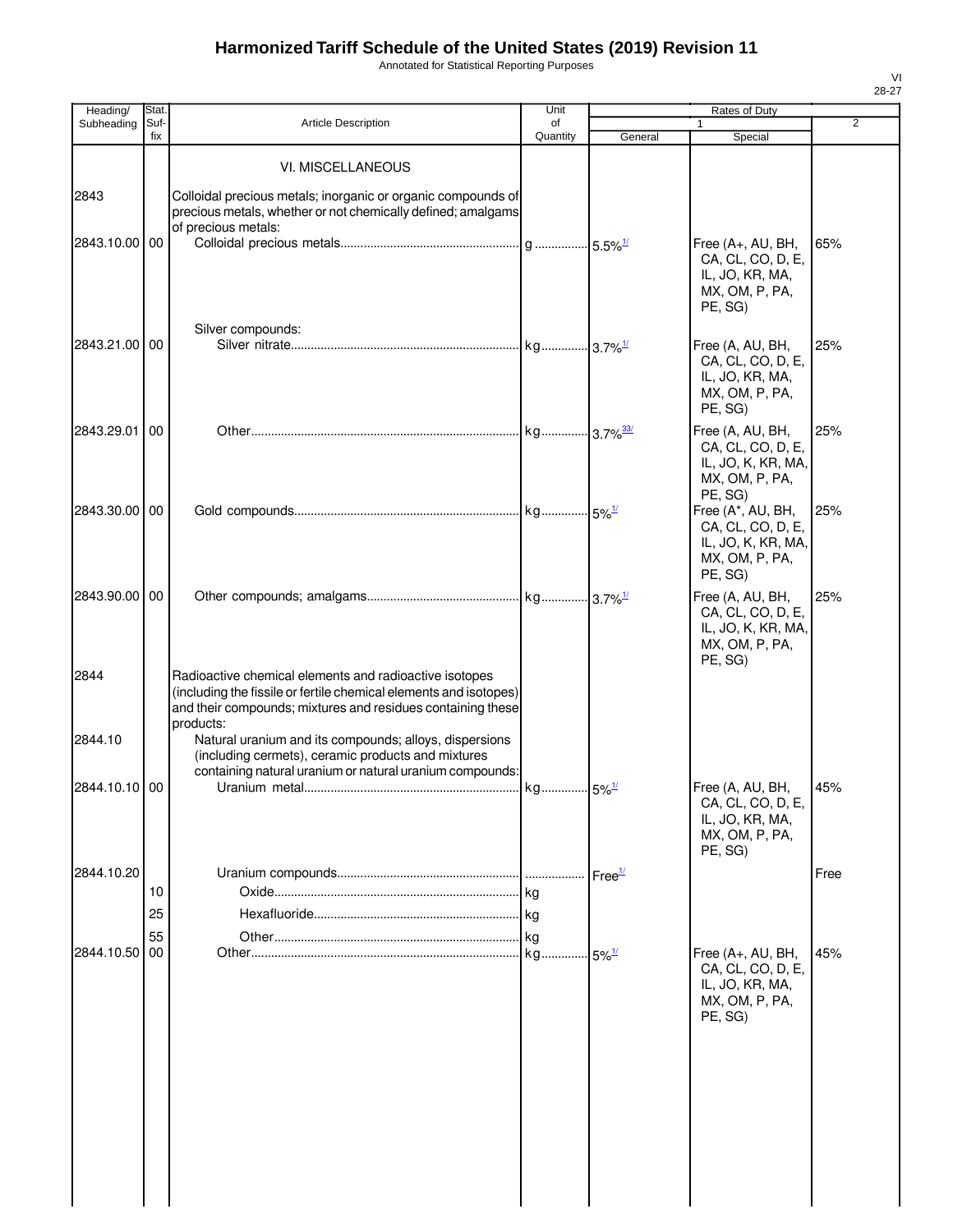# Harmonized Tariff Schedule of the United States (2019) Revision 11

Annotated for Statistical Reporting Purposes

VI
28-27

| Heading/ Subheading | Stat. Suf- fix | Article Description | Unit of Quantity | Rates of Duty 1 General | Special | 2 |
|---|---|---|---|---|---|---|
| | | VI. MISCELLANEOUS | | | | |
| 2843 | | Colloidal precious metals; inorganic or organic compounds of precious metals, whether or not chemically defined; amalgams of precious metals: | | | | |
| 2843.10.00 | 00 | Colloidal precious metals | g | 5.5%[1/] | Free (A+, AU, BH, CA, CL, CO, D, E, IL, JO, KR, MA, MX, OM, P, PA, PE, SG) | 65% |
| | | Silver compounds: | | | | |
| 2843.21.00 | 00 | Silver nitrate | kg | 3.7%[1/] | Free (A, AU, BH, CA, CL, CO, D, E, IL, JO, KR, MA, MX, OM, P, PA, PE, SG) | 25% |
| 2843.29.01 | 00 | Other | kg | 3.7%[33/] | Free (A, AU, BH, CA, CL, CO, D, E, IL, JO, K, KR, MA, MX, OM, P, PA, PE, SG) | 25% |
| 2843.30.00 | 00 | Gold compounds | kg | 5%[1/] | Free (A*, AU, BH, CA, CL, CO, D, E, IL, JO, K, KR, MA, MX, OM, P, PA, PE, SG) | 25% |
| 2843.90.00 | 00 | Other compounds; amalgams | kg | 3.7%[1/] | Free (A, AU, BH, CA, CL, CO, D, E, IL, JO, K, KR, MA, MX, OM, P, PA, PE, SG) | 25% |
| 2844 | | Radioactive chemical elements and radioactive isotopes (including the fissile or fertile chemical elements and isotopes) and their compounds; mixtures and residues containing these products: | | | | |
| 2844.10 | | Natural uranium and its compounds; alloys, dispersions (including cermets), ceramic products and mixtures containing natural uranium or natural uranium compounds: | | | | |
| 2844.10.10 | 00 | Uranium metal | kg | 5%[1/] | Free (A, AU, BH, CA, CL, CO, D, E, IL, JO, KR, MA, MX, OM, P, PA, PE, SG) | 45% |
| 2844.10.20 | | Uranium compounds | | Free[1/] | | Free |
| | 10 | Oxide | kg | | | |
| | 25 | Hexafluoride | kg | | | |
| | 55 | Other | kg | | | |
| 2844.10.50 | 00 | Other | kg | 5%[1/] | Free (A+, AU, BH, CA, CL, CO, D, E, IL, JO, KR, MA, MX, OM, P, PA, PE, SG) | 45% |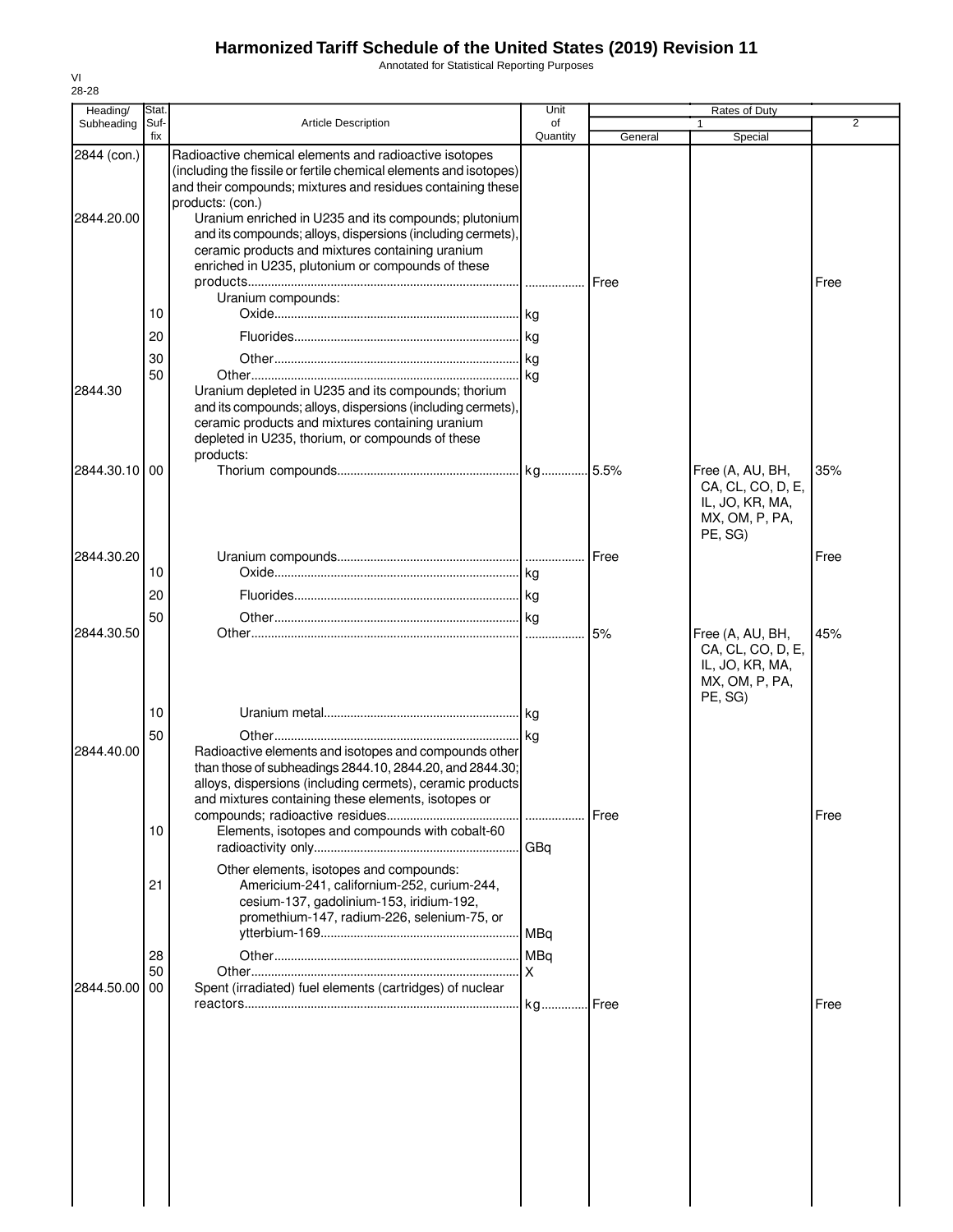# Harmonized Tariff Schedule of the United States (2019) Revision 11

Annotated for Statistical Reporting Purposes

VI
28-28

| Heading/ Subheading | Stat. Suf-fix | Article Description | Unit of Quantity | Rates of Duty 1 General | Rates of Duty 1 Special | Rates of Duty 2 |
|---|---|---|---|---|---|---|
| 2844 (con.) | | Radioactive chemical elements and radioactive isotopes (including the fissile or fertile chemical elements and isotopes) and their compounds; mixtures and residues containing these products: (con.) | | | | |
| 2844.20.00 | | Uranium enriched in U235 and its compounds; plutonium and its compounds; alloys, dispersions (including cermets), ceramic products and mixtures containing uranium enriched in U235, plutonium or compounds of these products | | Free | | Free |
| | | Uranium compounds: | | | | |
| | 10 | Oxide | kg | | | |
| | 20 | Fluorides | kg | | | |
| | 30 | Other | kg | | | |
| | 50 | Other | kg | | | |
| 2844.30 | | Uranium depleted in U235 and its compounds; thorium and its compounds; alloys, dispersions (including cermets), ceramic products and mixtures containing uranium depleted in U235, thorium, or compounds of these products: | | | | |
| 2844.30.10 | 00 | Thorium compounds | kg | 5.5% | Free (A, AU, BH, CA, CL, CO, D, E, IL, JO, KR, MA, MX, OM, P, PA, PE, SG) | 35% |
| 2844.30.20 | | Uranium compounds | | Free | | Free |
| | 10 | Oxide | kg | | | |
| | 20 | Fluorides | kg | | | |
| | 50 | Other | kg | | | |
| 2844.30.50 | | Other | | 5% | Free (A, AU, BH, CA, CL, CO, D, E, IL, JO, KR, MA, MX, OM, P, PA, PE, SG) | 45% |
| | 10 | Uranium metal | kg | | | |
| | 50 | Other | kg | | | |
| 2844.40.00 | | Radioactive elements and isotopes and compounds other than those of subheadings 2844.10, 2844.20, and 2844.30; alloys, dispersions (including cermets), ceramic products and mixtures containing these elements, isotopes or compounds; radioactive residues | | Free | | Free |
| | 10 | Elements, isotopes and compounds with cobalt-60 radioactivity only | GBq | | | |
| | | Other elements, isotopes and compounds: | | | | |
| | 21 | Americium-241, californium-252, curium-244, cesium-137, gadolinium-153, iridium-192, promethium-147, radium-226, selenium-75, or ytterbium-169 | MBq | | | |
| | 28 | Other | MBq | | | |
| | 50 | Other | X | | | |
| 2844.50.00 | 00 | Spent (irradiated) fuel elements (cartridges) of nuclear reactors | kg | Free | | Free |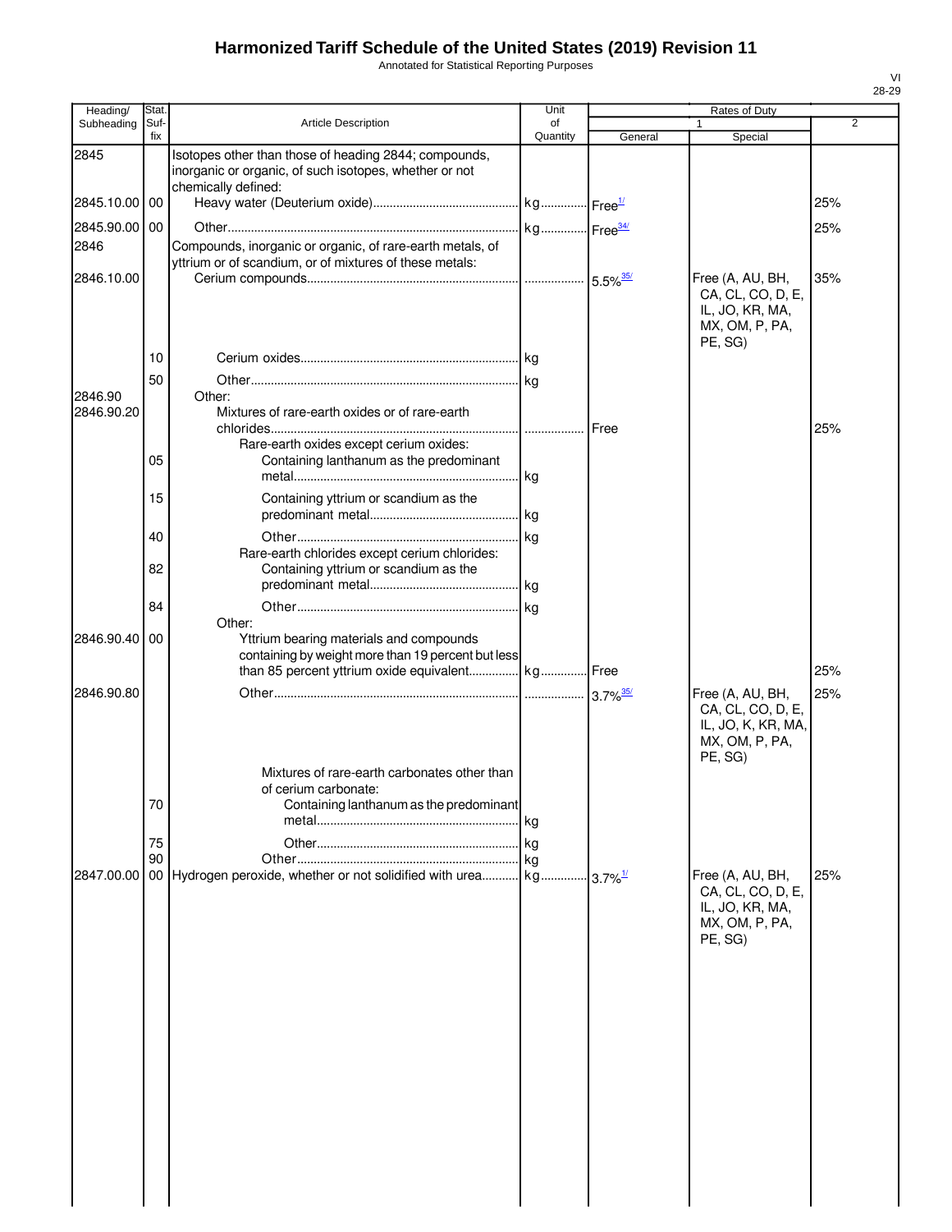# Harmonized Tariff Schedule of the United States (2019) Revision 11

Annotated for Statistical Reporting Purposes

VI
28-29

| Heading/ Subheading | Stat. Suf-fix | Article Description | Unit of Quantity | Rates of Duty 1 General | Special | 2 |
|---|---|---|---|---|---|---|
| 2845 | | Isotopes other than those of heading 2844; compounds, inorganic or organic, of such isotopes, whether or not chemically defined: | | | | |
| 2845.10.00 | 00 | Heavy water (Deuterium oxide) | kg | Free[1/] | | 25% |
| 2845.90.00 | 00 | Other | kg | Free[34/] | | 25% |
| 2846 | | Compounds, inorganic or organic, of rare-earth metals, of yttrium or of scandium, or of mixtures of these metals: | | | | |
| 2846.10.00 | | Cerium compounds | | 5.5%[35/] | Free (A, AU, BH, CA, CL, CO, D, E, IL, JO, KR, MA, MX, OM, P, PA, PE, SG) | 35% |
| | 10 | Cerium oxides | kg | | | |
| | 50 | Other | kg | | | |
| 2846.90 | | Other: | | | | |
| 2846.90.20 | | Mixtures of rare-earth oxides or of rare-earth chlorides | | Free | | 25% |
| | | Rare-earth oxides except cerium oxides: | | | | |
| | 05 | Containing lanthanum as the predominant metal | kg | | | |
| | 15 | Containing yttrium or scandium as the predominant metal | kg | | | |
| | 40 | Other | kg | | | |
| | | Rare-earth chlorides except cerium chlorides: | | | | |
| | 82 | Containing yttrium or scandium as the predominant metal | kg | | | |
| | 84 | Other | kg | | | |
| | | Other: | | | | |
| 2846.90.40 | 00 | Yttrium bearing materials and compounds containing by weight more than 19 percent but less than 85 percent yttrium oxide equivalent | kg | Free | | 25% |
| 2846.90.80 | | Other | | 3.7%[35/] | Free (A, AU, BH, CA, CL, CO, D, E, IL, JO, K, KR, MA, MX, OM, P, PA, PE, SG) | 25% |
| | | Mixtures of rare-earth carbonates other than of cerium carbonate: | | | | |
| | 70 | Containing lanthanum as the predominant metal | kg | | | |
| | 75 | Other | kg | | | |
| | 90 | Other | kg | | | |
| 2847.00.00 | 00 | Hydrogen peroxide, whether or not solidified with urea | kg | 3.7%[1/] | Free (A, AU, BH, CA, CL, CO, D, E, IL, JO, KR, MA, MX, OM, P, PA, PE, SG) | 25% |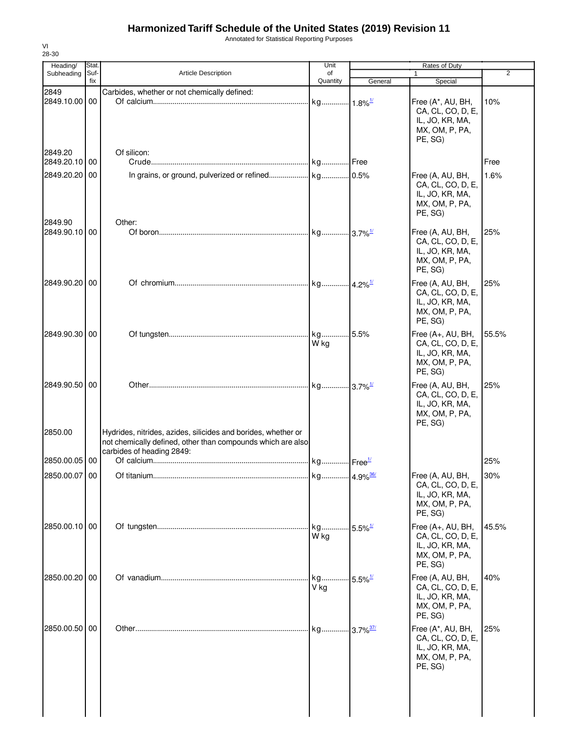# Harmonized Tariff Schedule of the United States (2019) Revision 11

Annotated for Statistical Reporting Purposes

VI
28-30

| Heading/ Subheading | Stat. Suf-fix | Article Description | Unit of Quantity | Rates of Duty | | |
|---|---|---|---|---|---|---|
| | | | | 1 | | 2 |
| | | | | General | Special | |
| 2849 | | Carbides, whether or not chemically defined: | | | | |
| 2849.10.00 | 00 | Of calcium | kg | 1.8%[1/] | Free (A*, AU, BH, CA, CL, CO, D, E, IL, JO, KR, MA, MX, OM, P, PA, PE, SG) | 10% |
| 2849.20 | | Of silicon: | | | | |
| 2849.20.10 | 00 | Crude | kg | Free | | Free |
| 2849.20.20 | 00 | In grains, or ground, pulverized or refined | kg | 0.5% | Free (A, AU, BH, CA, CL, CO, D, E, IL, JO, KR, MA, MX, OM, P, PA, PE, SG) | 1.6% |
| 2849.90 | | Other: | | | | |
| 2849.90.10 | 00 | Of boron | kg | 3.7%[1/] | Free (A, AU, BH, CA, CL, CO, D, E, IL, JO, KR, MA, MX, OM, P, PA, PE, SG) | 25% |
| 2849.90.20 | 00 | Of chromium | kg | 4.2%[1/] | Free (A, AU, BH, CA, CL, CO, D, E, IL, JO, KR, MA, MX, OM, P, PA, PE, SG) | 25% |
| 2849.90.30 | 00 | Of tungsten | kg W kg | 5.5% | Free (A+, AU, BH, CA, CL, CO, D, E, IL, JO, KR, MA, MX, OM, P, PA, PE, SG) | 55.5% |
| 2849.90.50 | 00 | Other | kg | 3.7%[1/] | Free (A, AU, BH, CA, CL, CO, D, E, IL, JO, KR, MA, MX, OM, P, PA, PE, SG) | 25% |
| 2850.00 | | Hydrides, nitrides, azides, silicides and borides, whether or not chemically defined, other than compounds which are also carbides of heading 2849: | | | | |
| 2850.00.05 | 00 | Of calcium | kg | Free[1/] | | 25% |
| 2850.00.07 | 00 | Of titanium | kg | 4.9%[36/] | Free (A, AU, BH, CA, CL, CO, D, E, IL, JO, KR, MA, MX, OM, P, PA, PE, SG) | 30% |
| 2850.00.10 | 00 | Of tungsten | kg W kg | 5.5%[1/] | Free (A+, AU, BH, CA, CL, CO, D, E, IL, JO, KR, MA, MX, OM, P, PA, PE, SG) | 45.5% |
| 2850.00.20 | 00 | Of vanadium | kg V kg | 5.5%[1/] | Free (A, AU, BH, CA, CL, CO, D, E, IL, JO, KR, MA, MX, OM, P, PA, PE, SG) | 40% |
| 2850.00.50 | 00 | Other | kg | 3.7%[37/] | Free (A*, AU, BH, CA, CL, CO, D, E, IL, JO, KR, MA, MX, OM, P, PA, PE, SG) | 25% |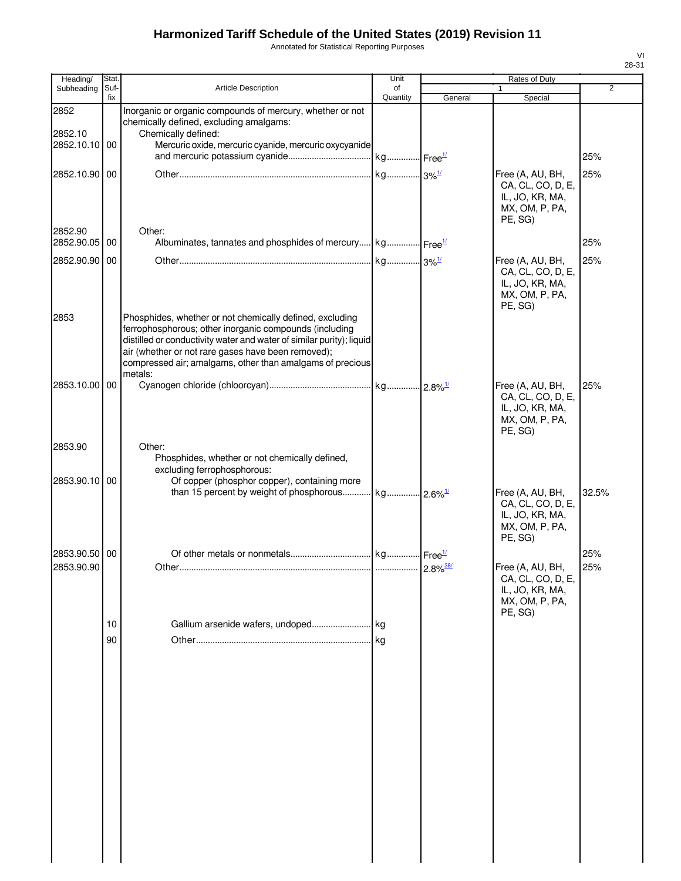# Harmonized Tariff Schedule of the United States (2019) Revision 11

Annotated for Statistical Reporting Purposes

VI
28-31

| Heading/ Subheading | Stat. Suf- fix | Article Description | Unit of Quantity | Rates of Duty 1 General | Special | 2 |
|---|---|---|---|---|---|---|
| 2852 | | Inorganic or organic compounds of mercury, whether or not chemically defined, excluding amalgams: | | | | |
| 2852.10 | | Chemically defined: | | | | |
| 2852.10.10 | 00 | Mercuric oxide, mercuric cyanide, mercuric oxycyanide and mercuric potassium cyanide | kg | Free[1/] | | 25% |
| 2852.10.90 | 00 | Other | kg | 3%[1/] | Free (A, AU, BH, CA, CL, CO, D, E, IL, JO, KR, MA, MX, OM, P, PA, PE, SG) | 25% |
| 2852.90 | | Other: | | | | |
| 2852.90.05 | 00 | Albuminates, tannates and phosphides of mercury | kg | Free[1/] | | 25% |
| 2852.90.90 | 00 | Other | kg | 3%[1/] | Free (A, AU, BH, CA, CL, CO, D, E, IL, JO, KR, MA, MX, OM, P, PA, PE, SG) | 25% |
| 2853 | | Phosphides, whether or not chemically defined, excluding ferrophosphorous; other inorganic compounds (including distilled or conductivity water and water of similar purity); liquid air (whether or not rare gases have been removed); compressed air; amalgams, other than amalgams of precious metals: | | | | |
| 2853.10.00 | 00 | Cyanogen chloride (chloorcyan) | kg | 2.8%[1/] | Free (A, AU, BH, CA, CL, CO, D, E, IL, JO, KR, MA, MX, OM, P, PA, PE, SG) | 25% |
| 2853.90 | | Other: | | | | |
| | | Phosphides, whether or not chemically defined, excluding ferrophosphorous: | | | | |
| 2853.90.10 | 00 | Of copper (phosphor copper), containing more than 15 percent by weight of phosphorous | kg | 2.6%[1/] | Free (A, AU, BH, CA, CL, CO, D, E, IL, JO, KR, MA, MX, OM, P, PA, PE, SG) | 32.5% |
| 2853.90.50 | 00 | Of other metals or nonmetals | kg | Free[1/] | | 25% |
| 2853.90.90 | | Other | | 2.8%[38/] | Free (A, AU, BH, CA, CL, CO, D, E, IL, JO, KR, MA, MX, OM, P, PA, PE, SG) | 25% |
| | 10 | Gallium arsenide wafers, undoped | kg | | | |
| | 90 | Other | kg | | | |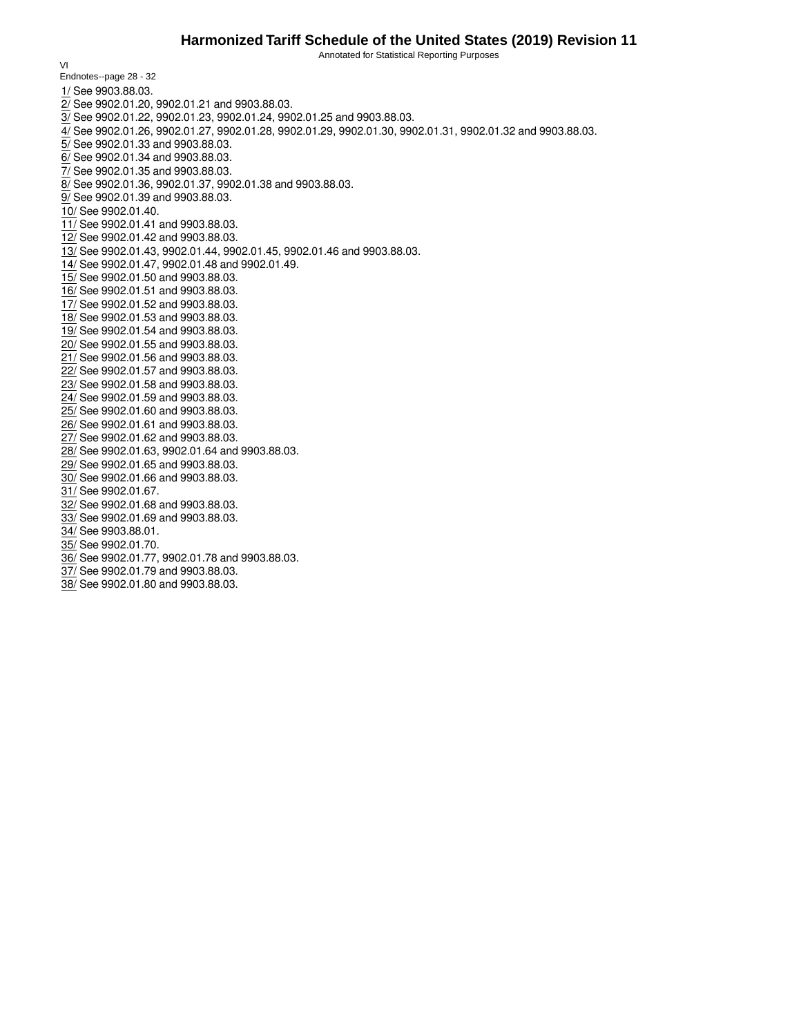VI

Endnotes--page 28 - 32

1/ See 9903.88.03.
2/ See 9902.01.20, 9902.01.21 and 9903.88.03.
3/ See 9902.01.22, 9902.01.23, 9902.01.24, 9902.01.25 and 9903.88.03.
4/ See 9902.01.26, 9902.01.27, 9902.01.28, 9902.01.29, 9902.01.30, 9902.01.31, 9902.01.32 and 9903.88.03.
5/ See 9902.01.33 and 9903.88.03.
6/ See 9902.01.34 and 9903.88.03.
7/ See 9902.01.35 and 9903.88.03.
8/ See 9902.01.36, 9902.01.37, 9902.01.38 and 9903.88.03.
9/ See 9902.01.39 and 9903.88.03.
10/ See 9902.01.40.
11/ See 9902.01.41 and 9903.88.03.
12/ See 9902.01.42 and 9903.88.03.
13/ See 9902.01.43, 9902.01.44, 9902.01.45, 9902.01.46 and 9903.88.03.
14/ See 9902.01.47, 9902.01.48 and 9902.01.49.
15/ See 9902.01.50 and 9903.88.03.
16/ See 9902.01.51 and 9903.88.03.
17/ See 9902.01.52 and 9903.88.03.
18/ See 9902.01.53 and 9903.88.03.
19/ See 9902.01.54 and 9903.88.03.
20/ See 9902.01.55 and 9903.88.03.
21/ See 9902.01.56 and 9903.88.03.
22/ See 9902.01.57 and 9903.88.03.
23/ See 9902.01.58 and 9903.88.03.
24/ See 9902.01.59 and 9903.88.03.
25/ See 9902.01.60 and 9903.88.03.
26/ See 9902.01.61 and 9903.88.03.
27/ See 9902.01.62 and 9903.88.03.
28/ See 9902.01.63, 9902.01.64 and 9903.88.03.
29/ See 9902.01.65 and 9903.88.03.
30/ See 9902.01.66 and 9903.88.03.
31/ See 9902.01.67.
32/ See 9902.01.68 and 9903.88.03.
33/ See 9902.01.69 and 9903.88.03.
34/ See 9903.88.01.
35/ See 9902.01.70.
36/ See 9902.01.77, 9902.01.78 and 9903.88.03.
37/ See 9902.01.79 and 9903.88.03.
38/ See 9902.01.80 and 9903.88.03.